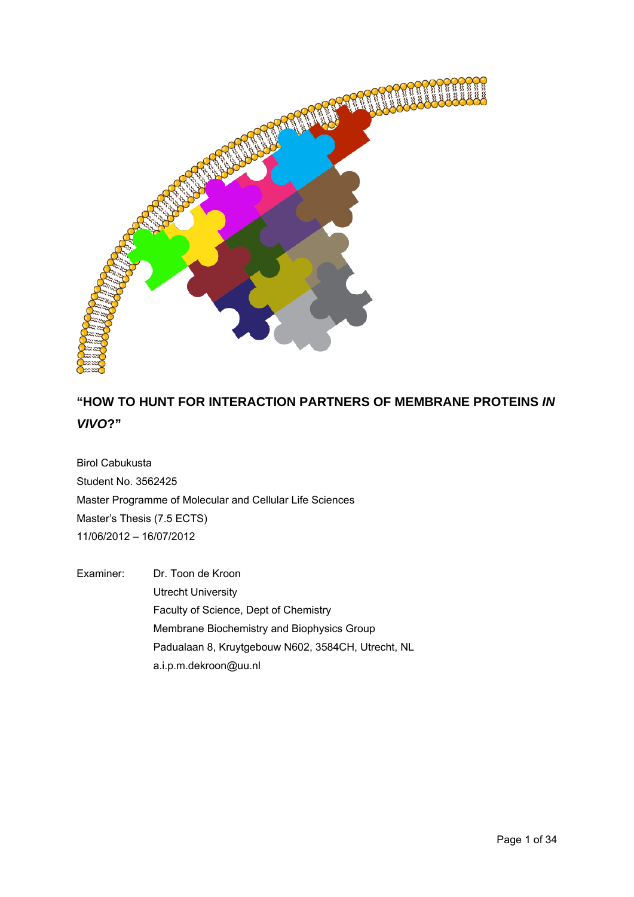# "HOW TO HUNT FOR INTERACTION PARTNERS OF MEMBRANE PROTEINS *IN VIVO*?"

Birol Cabukusta

Student No. 3562425

Master Programme of Molecular and Cellular Life Sciences

Master's Thesis (7.5 ECTS)

11/06/2012 – 16/07/2012

Examiner: Dr. Toon de Kroon

Utrecht University

Faculty of Science, Dept of Chemistry

Membrane Biochemistry and Biophysics Group

Padualaan 8, Kruytgebouw N602, 3584CH, Utrecht, NL

a.i.p.m.dekroon@uu.nl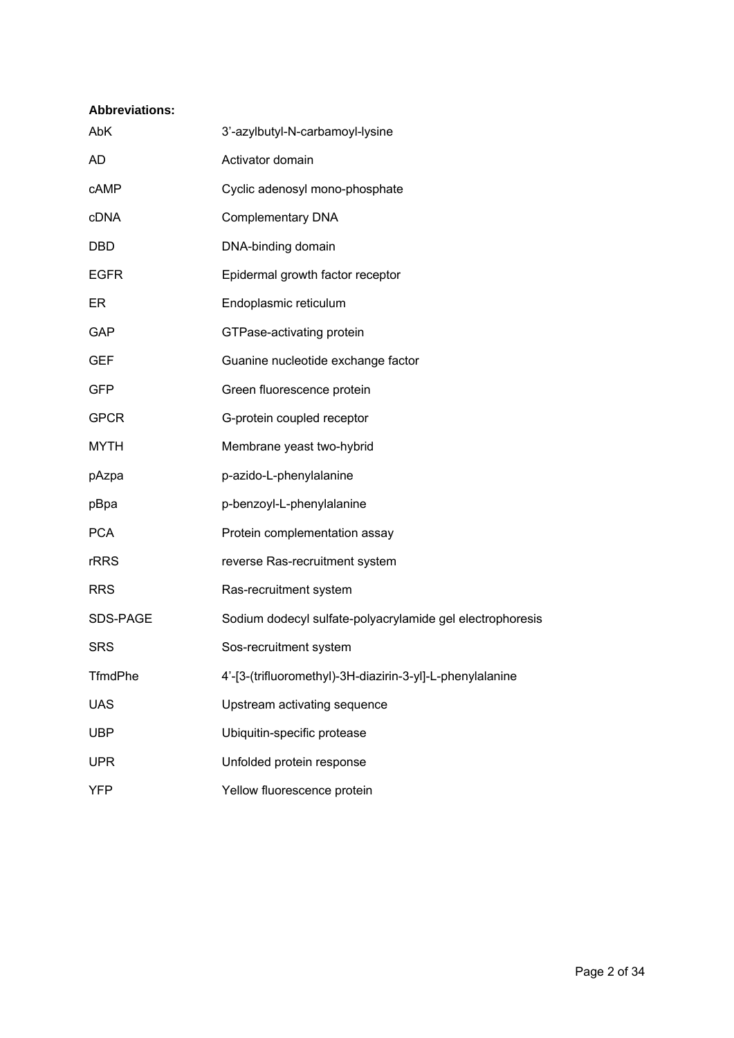**Abbreviations:**

| | |
|---|---|
| AbK | 3'-azylbutyl-N-carbamoyl-lysine |
| AD | Activator domain |
| cAMP | Cyclic adenosyl mono-phosphate |
| cDNA | Complementary DNA |
| DBD | DNA-binding domain |
| EGFR | Epidermal growth factor receptor |
| ER | Endoplasmic reticulum |
| GAP | GTPase-activating protein |
| GEF | Guanine nucleotide exchange factor |
| GFP | Green fluorescence protein |
| GPCR | G-protein coupled receptor |
| MYTH | Membrane yeast two-hybrid |
| pAzpa | p-azido-L-phenylalanine |
| pBpa | p-benzoyl-L-phenylalanine |
| PCA | Protein complementation assay |
| rRRS | reverse Ras-recruitment system |
| RRS | Ras-recruitment system |
| SDS-PAGE | Sodium dodecyl sulfate-polyacrylamide gel electrophoresis |
| SRS | Sos-recruitment system |
| TfmdPhe | 4'-[3-(trifluoromethyl)-3H-diazirin-3-yl]-L-phenylalanine |
| UAS | Upstream activating sequence |
| UBP | Ubiquitin-specific protease |
| UPR | Unfolded protein response |
| YFP | Yellow fluorescence protein |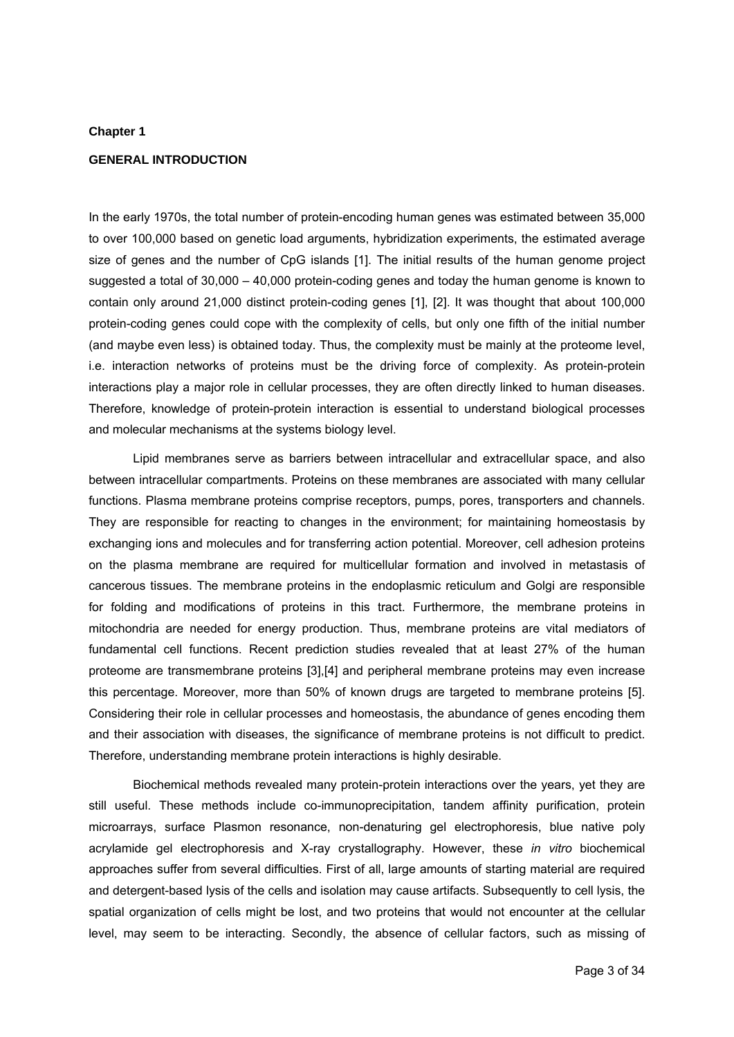# Chapter 1

## GENERAL INTRODUCTION

In the early 1970s, the total number of protein-encoding human genes was estimated between 35,000 to over 100,000 based on genetic load arguments, hybridization experiments, the estimated average size of genes and the number of CpG islands [1]. The initial results of the human genome project suggested a total of 30,000 – 40,000 protein-coding genes and today the human genome is known to contain only around 21,000 distinct protein-coding genes [1], [2]. It was thought that about 100,000 protein-coding genes could cope with the complexity of cells, but only one fifth of the initial number (and maybe even less) is obtained today. Thus, the complexity must be mainly at the proteome level, i.e. interaction networks of proteins must be the driving force of complexity. As protein-protein interactions play a major role in cellular processes, they are often directly linked to human diseases. Therefore, knowledge of protein-protein interaction is essential to understand biological processes and molecular mechanisms at the systems biology level.

Lipid membranes serve as barriers between intracellular and extracellular space, and also between intracellular compartments. Proteins on these membranes are associated with many cellular functions. Plasma membrane proteins comprise receptors, pumps, pores, transporters and channels. They are responsible for reacting to changes in the environment; for maintaining homeostasis by exchanging ions and molecules and for transferring action potential. Moreover, cell adhesion proteins on the plasma membrane are required for multicellular formation and involved in metastasis of cancerous tissues. The membrane proteins in the endoplasmic reticulum and Golgi are responsible for folding and modifications of proteins in this tract. Furthermore, the membrane proteins in mitochondria are needed for energy production. Thus, membrane proteins are vital mediators of fundamental cell functions. Recent prediction studies revealed that at least 27% of the human proteome are transmembrane proteins [3],[4] and peripheral membrane proteins may even increase this percentage. Moreover, more than 50% of known drugs are targeted to membrane proteins [5]. Considering their role in cellular processes and homeostasis, the abundance of genes encoding them and their association with diseases, the significance of membrane proteins is not difficult to predict. Therefore, understanding membrane protein interactions is highly desirable.

Biochemical methods revealed many protein-protein interactions over the years, yet they are still useful. These methods include co-immunoprecipitation, tandem affinity purification, protein microarrays, surface Plasmon resonance, non-denaturing gel electrophoresis, blue native poly acrylamide gel electrophoresis and X-ray crystallography. However, these *in vitro* biochemical approaches suffer from several difficulties. First of all, large amounts of starting material are required and detergent-based lysis of the cells and isolation may cause artifacts. Subsequently to cell lysis, the spatial organization of cells might be lost, and two proteins that would not encounter at the cellular level, may seem to be interacting. Secondly, the absence of cellular factors, such as missing of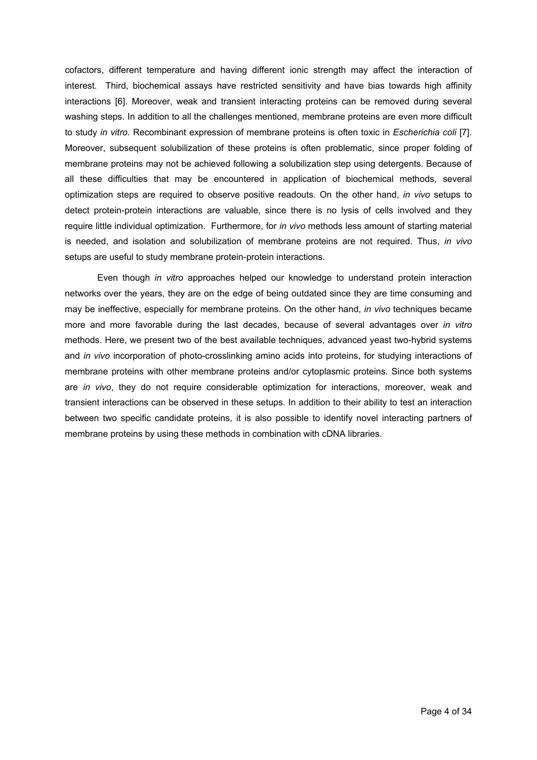cofactors, different temperature and having different ionic strength may affect the interaction of interest. Third, biochemical assays have restricted sensitivity and have bias towards high affinity interactions [6]. Moreover, weak and transient interacting proteins can be removed during several washing steps. In addition to all the challenges mentioned, membrane proteins are even more difficult to study *in vitro*. Recombinant expression of membrane proteins is often toxic in *Escherichia coli* [7]. Moreover, subsequent solubilization of these proteins is often problematic, since proper folding of membrane proteins may not be achieved following a solubilization step using detergents. Because of all these difficulties that may be encountered in application of biochemical methods, several optimization steps are required to observe positive readouts. On the other hand, *in vivo* setups to detect protein-protein interactions are valuable, since there is no lysis of cells involved and they require little individual optimization. Furthermore, for *in vivo* methods less amount of starting material is needed, and isolation and solubilization of membrane proteins are not required. Thus, *in vivo* setups are useful to study membrane protein-protein interactions.

Even though *in vitro* approaches helped our knowledge to understand protein interaction networks over the years, they are on the edge of being outdated since they are time consuming and may be ineffective, especially for membrane proteins. On the other hand, *in vivo* techniques became more and more favorable during the last decades, because of several advantages over *in vitro* methods. Here, we present two of the best available techniques, advanced yeast two-hybrid systems and *in vivo* incorporation of photo-crosslinking amino acids into proteins, for studying interactions of membrane proteins with other membrane proteins and/or cytoplasmic proteins. Since both systems are *in vivo*, they do not require considerable optimization for interactions, moreover, weak and transient interactions can be observed in these setups. In addition to their ability to test an interaction between two specific candidate proteins, it is also possible to identify novel interacting partners of membrane proteins by using these methods in combination with cDNA libraries.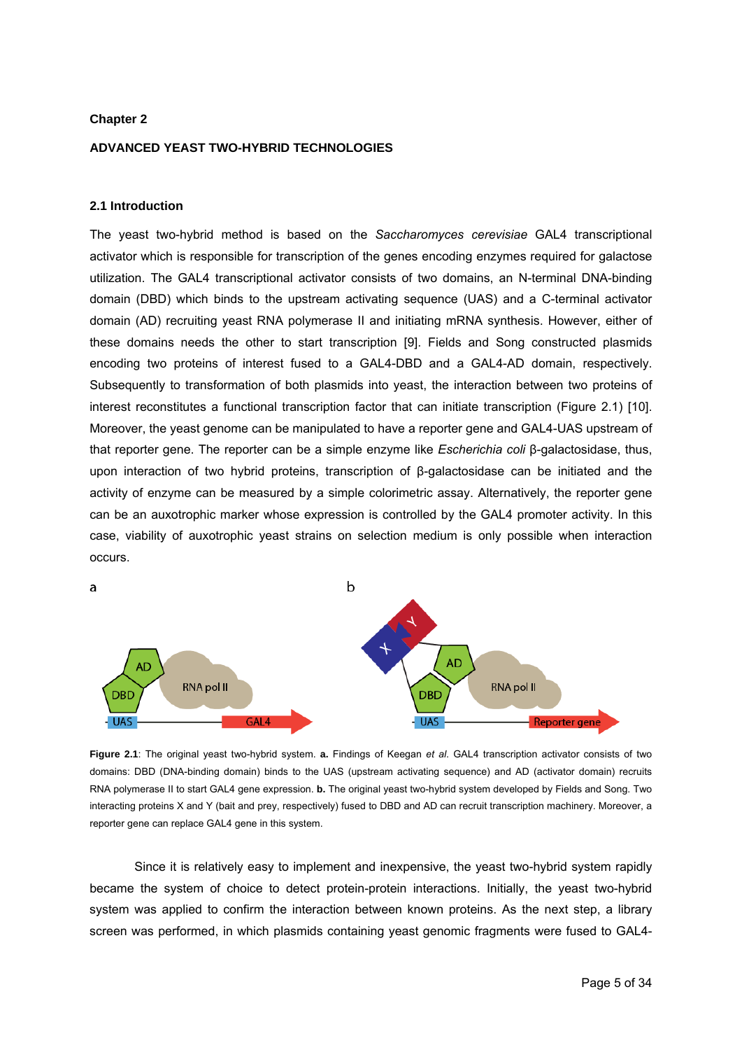**Chapter 2**

# ADVANCED YEAST TWO-HYBRID TECHNOLOGIES

## 2.1 Introduction

The yeast two-hybrid method is based on the *Saccharomyces cerevisiae* GAL4 transcriptional activator which is responsible for transcription of the genes encoding enzymes required for galactose utilization. The GAL4 transcriptional activator consists of two domains, an N-terminal DNA-binding domain (DBD) which binds to the upstream activating sequence (UAS) and a C-terminal activator domain (AD) recruiting yeast RNA polymerase II and initiating mRNA synthesis. However, either of these domains needs the other to start transcription [9]. Fields and Song constructed plasmids encoding two proteins of interest fused to a GAL4-DBD and a GAL4-AD domain, respectively. Subsequently to transformation of both plasmids into yeast, the interaction between two proteins of interest reconstitutes a functional transcription factor that can initiate transcription (Figure 2.1) [10]. Moreover, the yeast genome can be manipulated to have a reporter gene and GAL4-UAS upstream of that reporter gene. The reporter can be a simple enzyme like *Escherichia coli* β-galactosidase, thus, upon interaction of two hybrid proteins, transcription of β-galactosidase can be initiated and the activity of enzyme can be measured by a simple colorimetric assay. Alternatively, the reporter gene can be an auxotrophic marker whose expression is controlled by the GAL4 promoter activity. In this case, viability of auxotrophic yeast strains on selection medium is only possible when interaction occurs.

**Figure 2.1**: The original yeast two-hybrid system. **a.** Findings of Keegan *et al.* GAL4 transcription activator consists of two domains: DBD (DNA-binding domain) binds to the UAS (upstream activating sequence) and AD (activator domain) recruits RNA polymerase II to start GAL4 gene expression. **b.** The original yeast two-hybrid system developed by Fields and Song. Two interacting proteins X and Y (bait and prey, respectively) fused to DBD and AD can recruit transcription machinery. Moreover, a reporter gene can replace GAL4 gene in this system.

Since it is relatively easy to implement and inexpensive, the yeast two-hybrid system rapidly became the system of choice to detect protein-protein interactions. Initially, the yeast two-hybrid system was applied to confirm the interaction between known proteins. As the next step, a library screen was performed, in which plasmids containing yeast genomic fragments were fused to GAL4-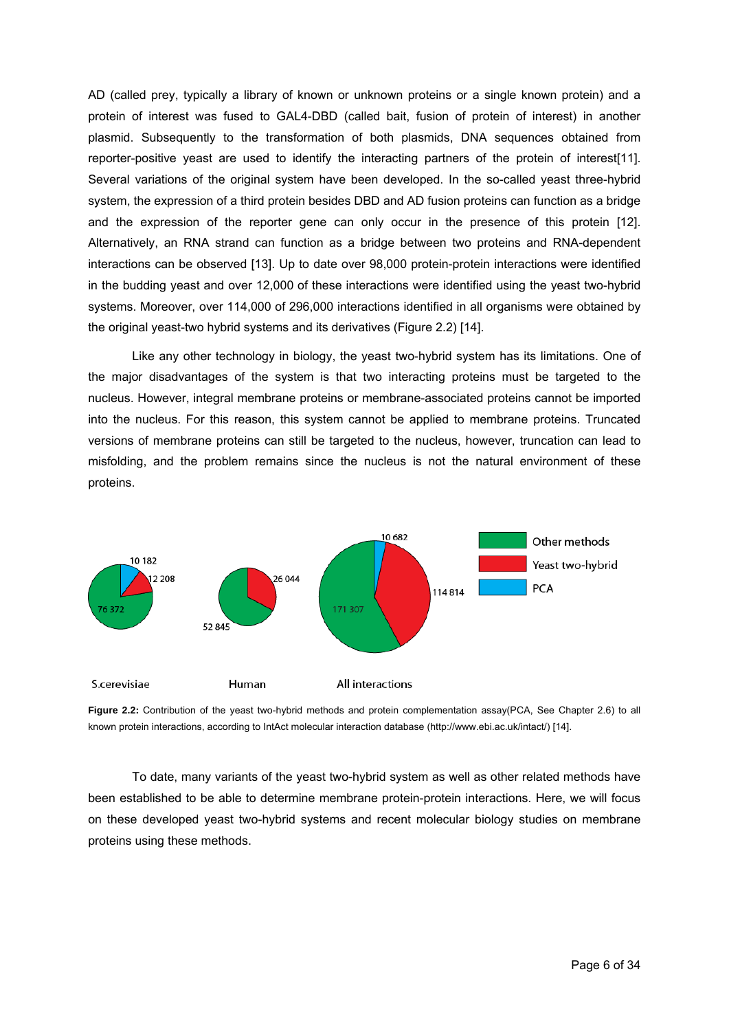AD (called prey, typically a library of known or unknown proteins or a single known protein) and a protein of interest was fused to GAL4-DBD (called bait, fusion of protein of interest) in another plasmid. Subsequently to the transformation of both plasmids, DNA sequences obtained from reporter-positive yeast are used to identify the interacting partners of the protein of interest[11]. Several variations of the original system have been developed. In the so-called yeast three-hybrid system, the expression of a third protein besides DBD and AD fusion proteins can function as a bridge and the expression of the reporter gene can only occur in the presence of this protein [12]. Alternatively, an RNA strand can function as a bridge between two proteins and RNA-dependent interactions can be observed [13]. Up to date over 98,000 protein-protein interactions were identified in the budding yeast and over 12,000 of these interactions were identified using the yeast two-hybrid systems. Moreover, over 114,000 of 296,000 interactions identified in all organisms were obtained by the original yeast-two hybrid systems and its derivatives (Figure 2.2) [14].

Like any other technology in biology, the yeast two-hybrid system has its limitations. One of the major disadvantages of the system is that two interacting proteins must be targeted to the nucleus. However, integral membrane proteins or membrane-associated proteins cannot be imported into the nucleus. For this reason, this system cannot be applied to membrane proteins. Truncated versions of membrane proteins can still be targeted to the nucleus, however, truncation can lead to misfolding, and the problem remains since the nucleus is not the natural environment of these proteins.

**Figure 2.2:** Contribution of the yeast two-hybrid methods and protein complementation assay(PCA, See Chapter 2.6) to all known protein interactions, according to IntAct molecular interaction database (http://www.ebi.ac.uk/intact/) [14].

To date, many variants of the yeast two-hybrid system as well as other related methods have been established to be able to determine membrane protein-protein interactions. Here, we will focus on these developed yeast two-hybrid systems and recent molecular biology studies on membrane proteins using these methods.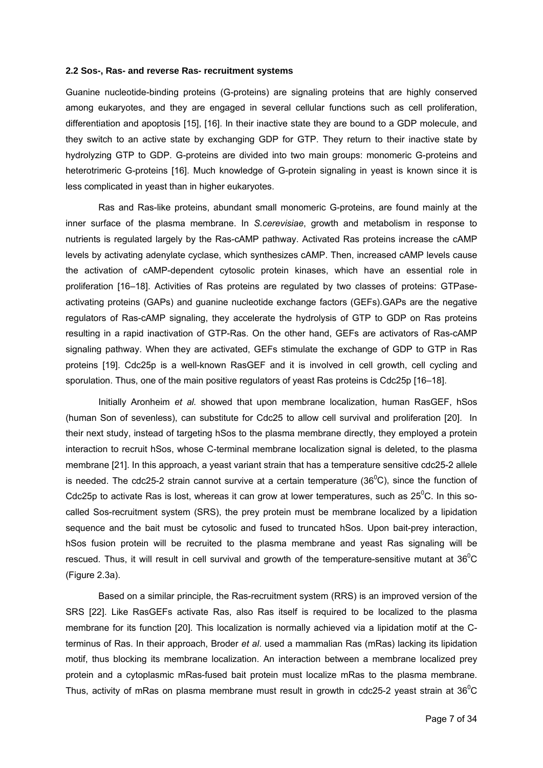**2.2 Sos-, Ras- and reverse Ras- recruitment systems**

Guanine nucleotide-binding proteins (G-proteins) are signaling proteins that are highly conserved among eukaryotes, and they are engaged in several cellular functions such as cell proliferation, differentiation and apoptosis [15], [16]. In their inactive state they are bound to a GDP molecule, and they switch to an active state by exchanging GDP for GTP. They return to their inactive state by hydrolyzing GTP to GDP. G-proteins are divided into two main groups: monomeric G-proteins and heterotrimeric G-proteins [16]. Much knowledge of G-protein signaling in yeast is known since it is less complicated in yeast than in higher eukaryotes.

Ras and Ras-like proteins, abundant small monomeric G-proteins, are found mainly at the inner surface of the plasma membrane. In *S.cerevisiae*, growth and metabolism in response to nutrients is regulated largely by the Ras-cAMP pathway. Activated Ras proteins increase the cAMP levels by activating adenylate cyclase, which synthesizes cAMP. Then, increased cAMP levels cause the activation of cAMP-dependent cytosolic protein kinases, which have an essential role in proliferation [16–18]. Activities of Ras proteins are regulated by two classes of proteins: GTPase-activating proteins (GAPs) and guanine nucleotide exchange factors (GEFs).GAPs are the negative regulators of Ras-cAMP signaling, they accelerate the hydrolysis of GTP to GDP on Ras proteins resulting in a rapid inactivation of GTP-Ras. On the other hand, GEFs are activators of Ras-cAMP signaling pathway. When they are activated, GEFs stimulate the exchange of GDP to GTP in Ras proteins [19]. Cdc25p is a well-known RasGEF and it is involved in cell growth, cell cycling and sporulation. Thus, one of the main positive regulators of yeast Ras proteins is Cdc25p [16–18].

Initially Aronheim *et al.* showed that upon membrane localization, human RasGEF, hSos (human Son of sevenless), can substitute for Cdc25 to allow cell survival and proliferation [20]. In their next study, instead of targeting hSos to the plasma membrane directly, they employed a protein interaction to recruit hSos, whose C-terminal membrane localization signal is deleted, to the plasma membrane [21]. In this approach, a yeast variant strain that has a temperature sensitive cdc25-2 allele is needed. The cdc25-2 strain cannot survive at a certain temperature ($36^0$C), since the function of Cdc25p to activate Ras is lost, whereas it can grow at lower temperatures, such as $25^0$C. In this so-called Sos-recruitment system (SRS), the prey protein must be membrane localized by a lipidation sequence and the bait must be cytosolic and fused to truncated hSos. Upon bait-prey interaction, hSos fusion protein will be recruited to the plasma membrane and yeast Ras signaling will be rescued. Thus, it will result in cell survival and growth of the temperature-sensitive mutant at $36^0$C (Figure 2.3a).

Based on a similar principle, the Ras-recruitment system (RRS) is an improved version of the SRS [22]. Like RasGEFs activate Ras, also Ras itself is required to be localized to the plasma membrane for its function [20]. This localization is normally achieved via a lipidation motif at the C-terminus of Ras. In their approach, Broder *et al*. used a mammalian Ras (mRas) lacking its lipidation motif, thus blocking its membrane localization. An interaction between a membrane localized prey protein and a cytoplasmic mRas-fused bait protein must localize mRas to the plasma membrane. Thus, activity of mRas on plasma membrane must result in growth in cdc25-2 yeast strain at $36^0$C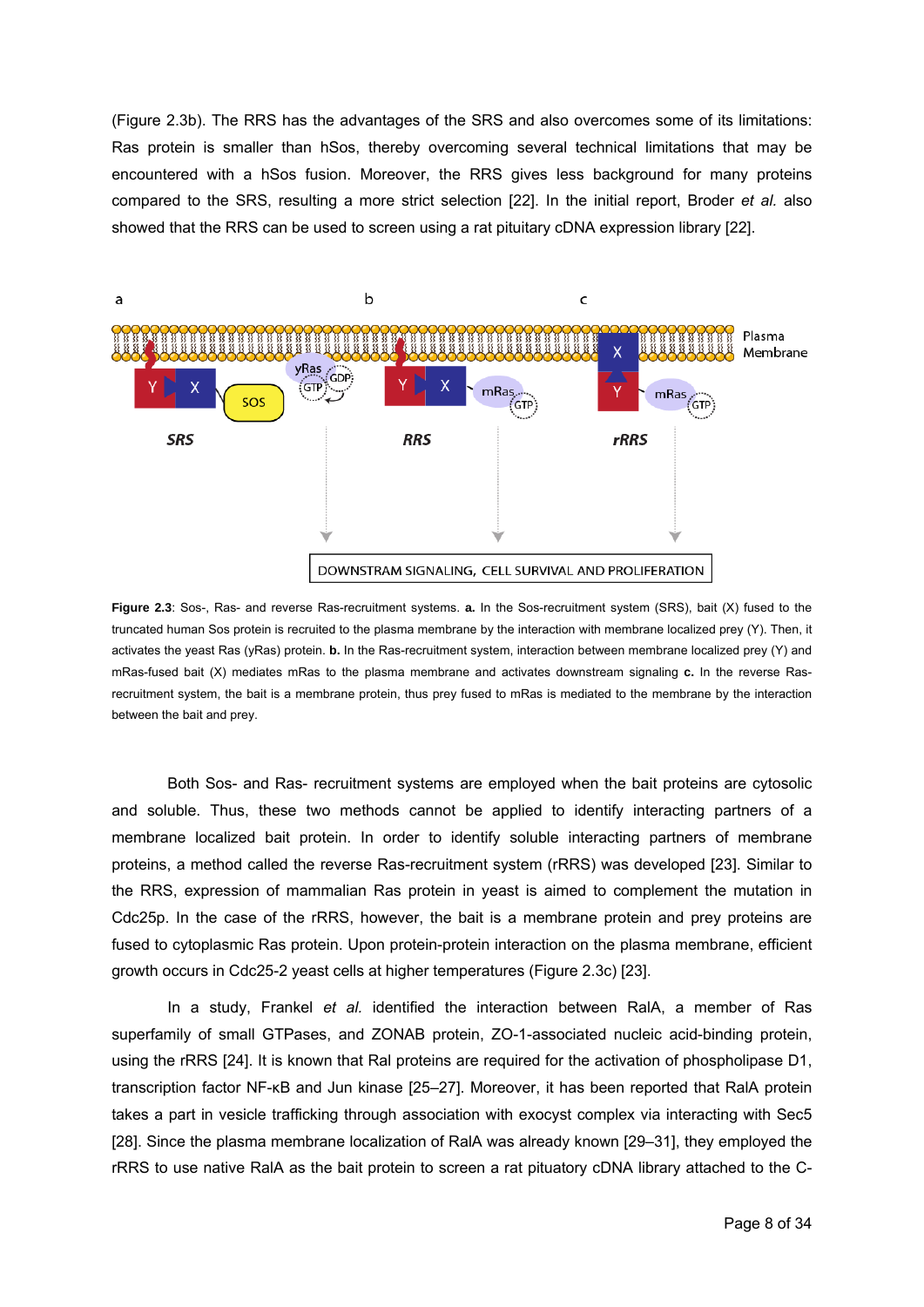(Figure 2.3b). The RRS has the advantages of the SRS and also overcomes some of its limitations: Ras protein is smaller than hSos, thereby overcoming several technical limitations that may be encountered with a hSos fusion. Moreover, the RRS gives less background for many proteins compared to the SRS, resulting a more strict selection [22]. In the initial report, Broder *et al.* also showed that the RRS can be used to screen using a rat pituitary cDNA expression library [22].

**Figure 2.3**: Sos-, Ras- and reverse Ras-recruitment systems. **a.** In the Sos-recruitment system (SRS), bait (X) fused to the truncated human Sos protein is recruited to the plasma membrane by the interaction with membrane localized prey (Y). Then, it activates the yeast Ras (yRas) protein. **b.** In the Ras-recruitment system, interaction between membrane localized prey (Y) and mRas-fused bait (X) mediates mRas to the plasma membrane and activates downstream signaling **c.** In the reverse Ras-recruitment system, the bait is a membrane protein, thus prey fused to mRas is mediated to the membrane by the interaction between the bait and prey.

Both Sos- and Ras- recruitment systems are employed when the bait proteins are cytosolic and soluble. Thus, these two methods cannot be applied to identify interacting partners of a membrane localized bait protein. In order to identify soluble interacting partners of membrane proteins, a method called the reverse Ras-recruitment system (rRRS) was developed [23]. Similar to the RRS, expression of mammalian Ras protein in yeast is aimed to complement the mutation in Cdc25p. In the case of the rRRS, however, the bait is a membrane protein and prey proteins are fused to cytoplasmic Ras protein. Upon protein-protein interaction on the plasma membrane, efficient growth occurs in Cdc25-2 yeast cells at higher temperatures (Figure 2.3c) [23].

In a study, Frankel *et al.* identified the interaction between RalA, a member of Ras superfamily of small GTPases, and ZONAB protein, ZO-1-associated nucleic acid-binding protein, using the rRRS [24]. It is known that Ral proteins are required for the activation of phospholipase D1, transcription factor NF-κB and Jun kinase [25–27]. Moreover, it has been reported that RalA protein takes a part in vesicle trafficking through association with exocyst complex via interacting with Sec5 [28]. Since the plasma membrane localization of RalA was already known [29–31], they employed the rRRS to use native RalA as the bait protein to screen a rat pituatory cDNA library attached to the C-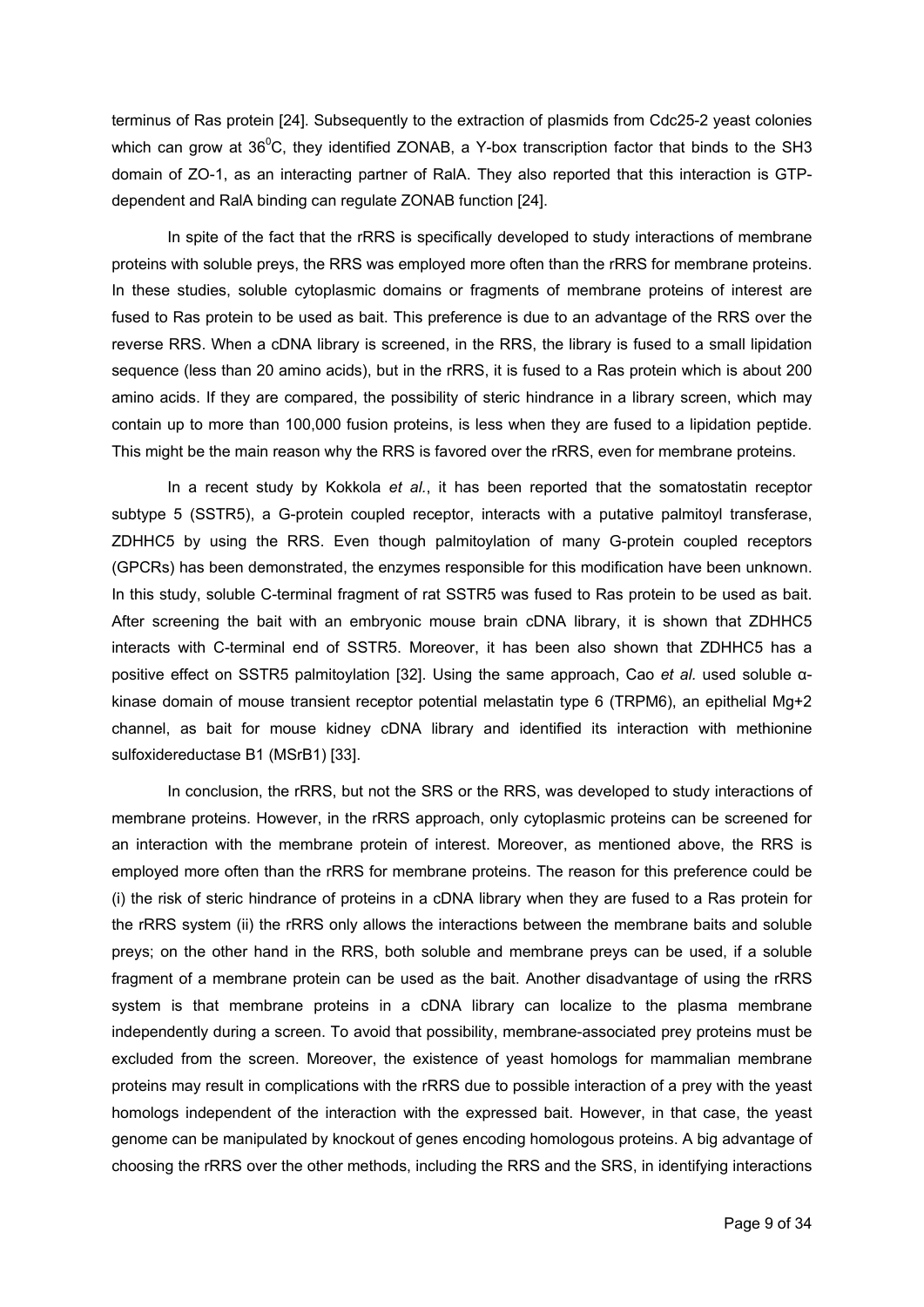terminus of Ras protein [24]. Subsequently to the extraction of plasmids from Cdc25-2 yeast colonies which can grow at $36^0$C, they identified ZONAB, a Y-box transcription factor that binds to the SH3 domain of ZO-1, as an interacting partner of RalA. They also reported that this interaction is GTP-dependent and RalA binding can regulate ZONAB function [24].

In spite of the fact that the rRRS is specifically developed to study interactions of membrane proteins with soluble preys, the RRS was employed more often than the rRRS for membrane proteins. In these studies, soluble cytoplasmic domains or fragments of membrane proteins of interest are fused to Ras protein to be used as bait. This preference is due to an advantage of the RRS over the reverse RRS. When a cDNA library is screened, in the RRS, the library is fused to a small lipidation sequence (less than 20 amino acids), but in the rRRS, it is fused to a Ras protein which is about 200 amino acids. If they are compared, the possibility of steric hindrance in a library screen, which may contain up to more than 100,000 fusion proteins, is less when they are fused to a lipidation peptide. This might be the main reason why the RRS is favored over the rRRS, even for membrane proteins.

In a recent study by Kokkola *et al.*, it has been reported that the somatostatin receptor subtype 5 (SSTR5), a G-protein coupled receptor, interacts with a putative palmitoyl transferase, ZDHHC5 by using the RRS. Even though palmitoylation of many G-protein coupled receptors (GPCRs) has been demonstrated, the enzymes responsible for this modification have been unknown. In this study, soluble C-terminal fragment of rat SSTR5 was fused to Ras protein to be used as bait. After screening the bait with an embryonic mouse brain cDNA library, it is shown that ZDHHC5 interacts with C-terminal end of SSTR5. Moreover, it has been also shown that ZDHHC5 has a positive effect on SSTR5 palmitoylation [32]. Using the same approach, Cao *et al.* used soluble α-kinase domain of mouse transient receptor potential melastatin type 6 (TRPM6), an epithelial $Mg^{+2}$ channel, as bait for mouse kidney cDNA library and identified its interaction with methionine sulfoxidereductase B1 (MSrB1) [33].

In conclusion, the rRRS, but not the SRS or the RRS, was developed to study interactions of membrane proteins. However, in the rRRS approach, only cytoplasmic proteins can be screened for an interaction with the membrane protein of interest. Moreover, as mentioned above, the RRS is employed more often than the rRRS for membrane proteins. The reason for this preference could be (i) the risk of steric hindrance of proteins in a cDNA library when they are fused to a Ras protein for the rRRS system (ii) the rRRS only allows the interactions between the membrane baits and soluble preys; on the other hand in the RRS, both soluble and membrane preys can be used, if a soluble fragment of a membrane protein can be used as the bait. Another disadvantage of using the rRRS system is that membrane proteins in a cDNA library can localize to the plasma membrane independently during a screen. To avoid that possibility, membrane-associated prey proteins must be excluded from the screen. Moreover, the existence of yeast homologs for mammalian membrane proteins may result in complications with the rRRS due to possible interaction of a prey with the yeast homologs independent of the interaction with the expressed bait. However, in that case, the yeast genome can be manipulated by knockout of genes encoding homologous proteins. A big advantage of choosing the rRRS over the other methods, including the RRS and the SRS, in identifying interactions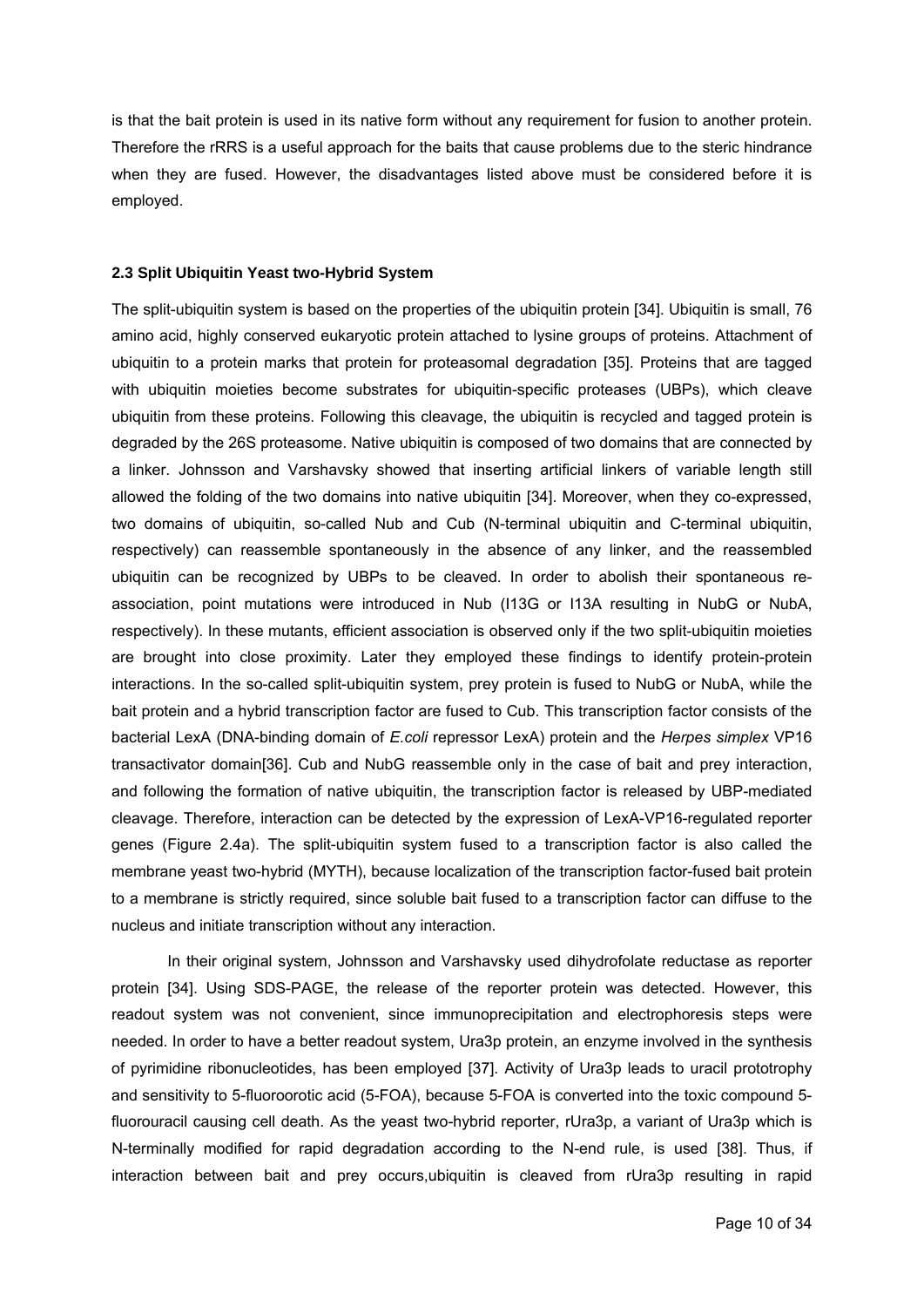is that the bait protein is used in its native form without any requirement for fusion to another protein. Therefore the rRRS is a useful approach for the baits that cause problems due to the steric hindrance when they are fused. However, the disadvantages listed above must be considered before it is employed.

### 2.3 Split Ubiquitin Yeast two-Hybrid System

The split-ubiquitin system is based on the properties of the ubiquitin protein [34]. Ubiquitin is small, 76 amino acid, highly conserved eukaryotic protein attached to lysine groups of proteins. Attachment of ubiquitin to a protein marks that protein for proteasomal degradation [35]. Proteins that are tagged with ubiquitin moieties become substrates for ubiquitin-specific proteases (UBPs), which cleave ubiquitin from these proteins. Following this cleavage, the ubiquitin is recycled and tagged protein is degraded by the 26S proteasome. Native ubiquitin is composed of two domains that are connected by a linker. Johnsson and Varshavsky showed that inserting artificial linkers of variable length still allowed the folding of the two domains into native ubiquitin [34]. Moreover, when they co-expressed, two domains of ubiquitin, so-called Nub and Cub (N-terminal ubiquitin and C-terminal ubiquitin, respectively) can reassemble spontaneously in the absence of any linker, and the reassembled ubiquitin can be recognized by UBPs to be cleaved. In order to abolish their spontaneous re-association, point mutations were introduced in Nub (I13G or I13A resulting in NubG or NubA, respectively). In these mutants, efficient association is observed only if the two split-ubiquitin moieties are brought into close proximity. Later they employed these findings to identify protein-protein interactions. In the so-called split-ubiquitin system, prey protein is fused to NubG or NubA, while the bait protein and a hybrid transcription factor are fused to Cub. This transcription factor consists of the bacterial LexA (DNA-binding domain of *E.coli* repressor LexA) protein and the *Herpes simplex* VP16 transactivator domain[36]. Cub and NubG reassemble only in the case of bait and prey interaction, and following the formation of native ubiquitin, the transcription factor is released by UBP-mediated cleavage. Therefore, interaction can be detected by the expression of LexA-VP16-regulated reporter genes (Figure 2.4a). The split-ubiquitin system fused to a transcription factor is also called the membrane yeast two-hybrid (MYTH), because localization of the transcription factor-fused bait protein to a membrane is strictly required, since soluble bait fused to a transcription factor can diffuse to the nucleus and initiate transcription without any interaction.

In their original system, Johnsson and Varshavsky used dihydrofolate reductase as reporter protein [34]. Using SDS-PAGE, the release of the reporter protein was detected. However, this readout system was not convenient, since immunoprecipitation and electrophoresis steps were needed. In order to have a better readout system, Ura3p protein, an enzyme involved in the synthesis of pyrimidine ribonucleotides, has been employed [37]. Activity of Ura3p leads to uracil prototrophy and sensitivity to 5-fluoroorotic acid (5-FOA), because 5-FOA is converted into the toxic compound 5-fluorouracil causing cell death. As the yeast two-hybrid reporter, rUra3p, a variant of Ura3p which is N-terminally modified for rapid degradation according to the N-end rule, is used [38]. Thus, if interaction between bait and prey occurs,ubiquitin is cleaved from rUra3p resulting in rapid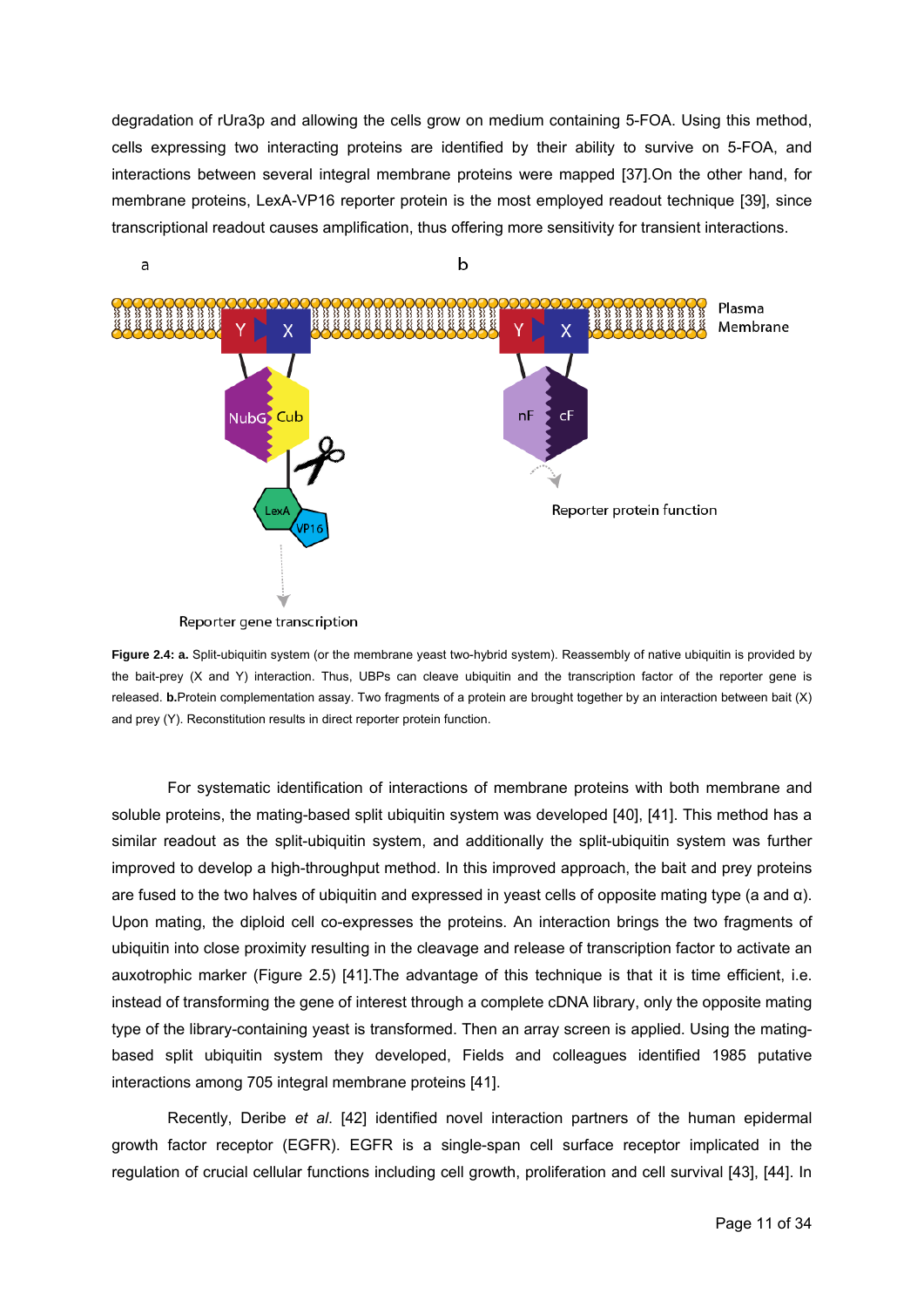degradation of rUra3p and allowing the cells grow on medium containing 5-FOA. Using this method, cells expressing two interacting proteins are identified by their ability to survive on 5-FOA, and interactions between several integral membrane proteins were mapped [37].On the other hand, for membrane proteins, LexA-VP16 reporter protein is the most employed readout technique [39], since transcriptional readout causes amplification, thus offering more sensitivity for transient interactions.

**Figure 2.4: a.** Split-ubiquitin system (or the membrane yeast two-hybrid system). Reassembly of native ubiquitin is provided by the bait-prey (X and Y) interaction. Thus, UBPs can cleave ubiquitin and the transcription factor of the reporter gene is released. **b.**Protein complementation assay. Two fragments of a protein are brought together by an interaction between bait (X) and prey (Y). Reconstitution results in direct reporter protein function.

For systematic identification of interactions of membrane proteins with both membrane and soluble proteins, the mating-based split ubiquitin system was developed [40], [41]. This method has a similar readout as the split-ubiquitin system, and additionally the split-ubiquitin system was further improved to develop a high-throughput method. In this improved approach, the bait and prey proteins are fused to the two halves of ubiquitin and expressed in yeast cells of opposite mating type (a and α). Upon mating, the diploid cell co-expresses the proteins. An interaction brings the two fragments of ubiquitin into close proximity resulting in the cleavage and release of transcription factor to activate an auxotrophic marker (Figure 2.5) [41].The advantage of this technique is that it is time efficient, i.e. instead of transforming the gene of interest through a complete cDNA library, only the opposite mating type of the library-containing yeast is transformed. Then an array screen is applied. Using the mating-based split ubiquitin system they developed, Fields and colleagues identified 1985 putative interactions among 705 integral membrane proteins [41].

Recently, Deribe *et al*. [42] identified novel interaction partners of the human epidermal growth factor receptor (EGFR). EGFR is a single-span cell surface receptor implicated in the regulation of crucial cellular functions including cell growth, proliferation and cell survival [43], [44]. In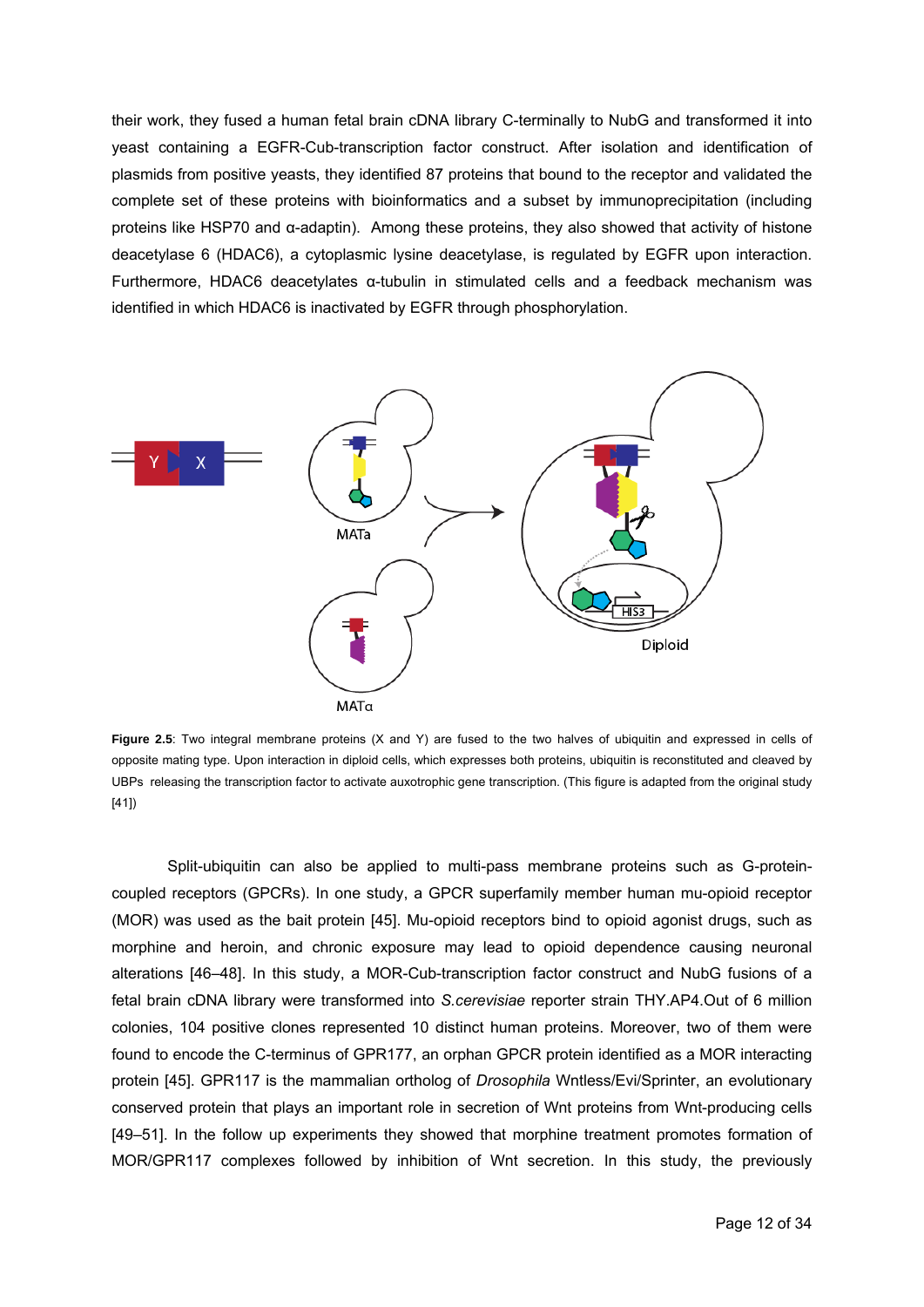their work, they fused a human fetal brain cDNA library C-terminally to NubG and transformed it into yeast containing a EGFR-Cub-transcription factor construct. After isolation and identification of plasmids from positive yeasts, they identified 87 proteins that bound to the receptor and validated the complete set of these proteins with bioinformatics and a subset by immunoprecipitation (including proteins like HSP70 and α-adaptin). Among these proteins, they also showed that activity of histone deacetylase 6 (HDAC6), a cytoplasmic lysine deacetylase, is regulated by EGFR upon interaction. Furthermore, HDAC6 deacetylates α-tubulin in stimulated cells and a feedback mechanism was identified in which HDAC6 is inactivated by EGFR through phosphorylation.

**Figure 2.5**: Two integral membrane proteins (X and Y) are fused to the two halves of ubiquitin and expressed in cells of opposite mating type. Upon interaction in diploid cells, which expresses both proteins, ubiquitin is reconstituted and cleaved by UBPs releasing the transcription factor to activate auxotrophic gene transcription. (This figure is adapted from the original study [41])

Split-ubiquitin can also be applied to multi-pass membrane proteins such as G-protein-coupled receptors (GPCRs). In one study, a GPCR superfamily member human mu-opioid receptor (MOR) was used as the bait protein [45]. Mu-opioid receptors bind to opioid agonist drugs, such as morphine and heroin, and chronic exposure may lead to opioid dependence causing neuronal alterations [46–48]. In this study, a MOR-Cub-transcription factor construct and NubG fusions of a fetal brain cDNA library were transformed into *S.cerevisiae* reporter strain THY.AP4.Out of 6 million colonies, 104 positive clones represented 10 distinct human proteins. Moreover, two of them were found to encode the C-terminus of GPR177, an orphan GPCR protein identified as a MOR interacting protein [45]. GPR117 is the mammalian ortholog of *Drosophila* Wntless/Evi/Sprinter, an evolutionary conserved protein that plays an important role in secretion of Wnt proteins from Wnt-producing cells [49–51]. In the follow up experiments they showed that morphine treatment promotes formation of MOR/GPR117 complexes followed by inhibition of Wnt secretion. In this study, the previously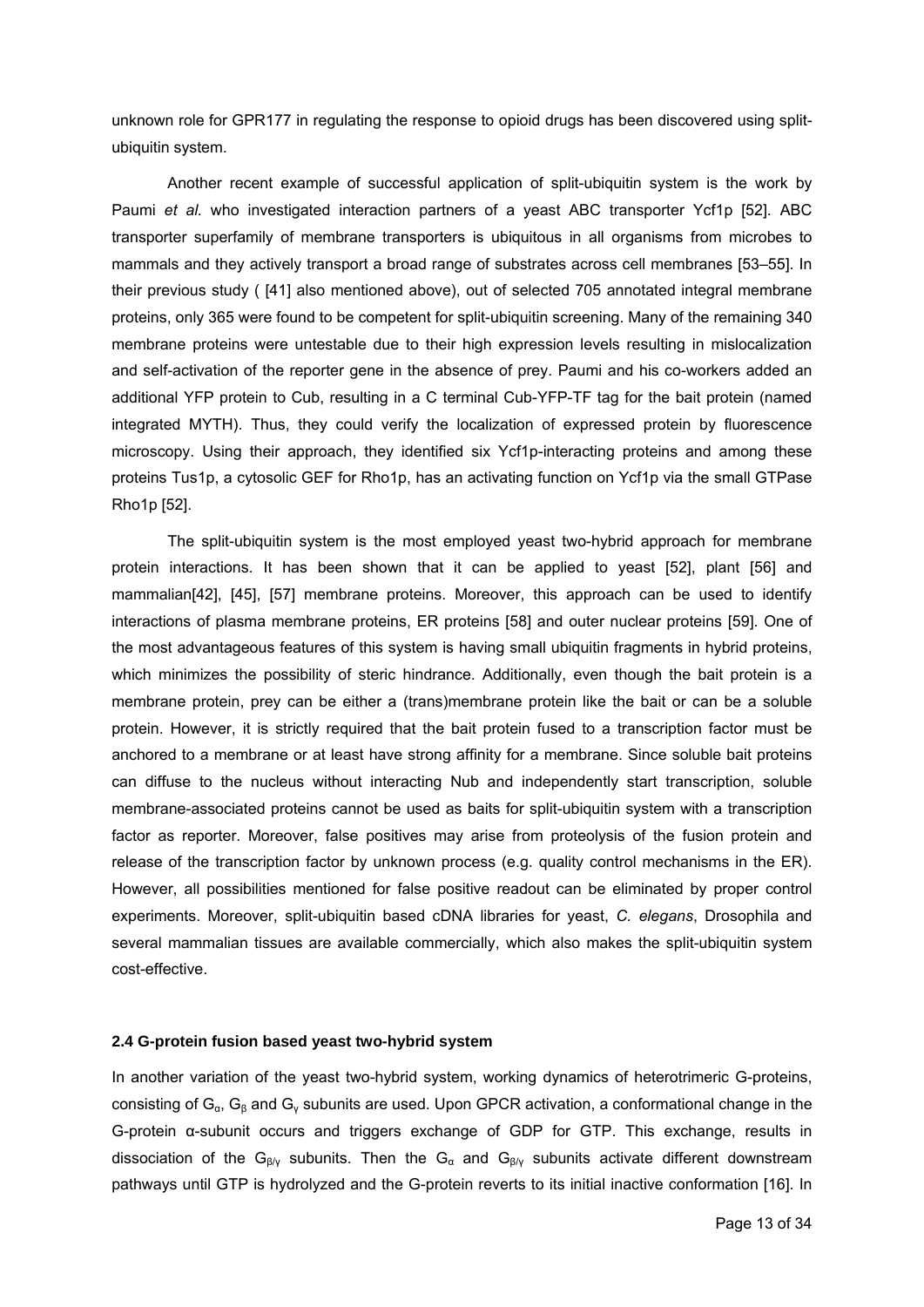unknown role for GPR177 in regulating the response to opioid drugs has been discovered using split-ubiquitin system.

Another recent example of successful application of split-ubiquitin system is the work by Paumi *et al.* who investigated interaction partners of a yeast ABC transporter Ycf1p [52]. ABC transporter superfamily of membrane transporters is ubiquitous in all organisms from microbes to mammals and they actively transport a broad range of substrates across cell membranes [53–55]. In their previous study ( [41] also mentioned above), out of selected 705 annotated integral membrane proteins, only 365 were found to be competent for split-ubiquitin screening. Many of the remaining 340 membrane proteins were untestable due to their high expression levels resulting in mislocalization and self-activation of the reporter gene in the absence of prey. Paumi and his co-workers added an additional YFP protein to Cub, resulting in a C terminal Cub-YFP-TF tag for the bait protein (named integrated MYTH). Thus, they could verify the localization of expressed protein by fluorescence microscopy. Using their approach, they identified six Ycf1p-interacting proteins and among these proteins Tus1p, a cytosolic GEF for Rho1p, has an activating function on Ycf1p via the small GTPase Rho1p [52].

The split-ubiquitin system is the most employed yeast two-hybrid approach for membrane protein interactions. It has been shown that it can be applied to yeast [52], plant [56] and mammalian[42], [45], [57] membrane proteins. Moreover, this approach can be used to identify interactions of plasma membrane proteins, ER proteins [58] and outer nuclear proteins [59]. One of the most advantageous features of this system is having small ubiquitin fragments in hybrid proteins, which minimizes the possibility of steric hindrance. Additionally, even though the bait protein is a membrane protein, prey can be either a (trans)membrane protein like the bait or can be a soluble protein. However, it is strictly required that the bait protein fused to a transcription factor must be anchored to a membrane or at least have strong affinity for a membrane. Since soluble bait proteins can diffuse to the nucleus without interacting Nub and independently start transcription, soluble membrane-associated proteins cannot be used as baits for split-ubiquitin system with a transcription factor as reporter. Moreover, false positives may arise from proteolysis of the fusion protein and release of the transcription factor by unknown process (e.g. quality control mechanisms in the ER). However, all possibilities mentioned for false positive readout can be eliminated by proper control experiments. Moreover, split-ubiquitin based cDNA libraries for yeast, *C. elegans*, Drosophila and several mammalian tissues are available commercially, which also makes the split-ubiquitin system cost-effective.

### 2.4 G-protein fusion based yeast two-hybrid system

In another variation of the yeast two-hybrid system, working dynamics of heterotrimeric G-proteins, consisting of $G_\alpha$, $G_\beta$ and $G_\gamma$ subunits are used. Upon GPCR activation, a conformational change in the G-protein α-subunit occurs and triggers exchange of GDP for GTP. This exchange, results in dissociation of the $G_{\beta/\gamma}$ subunits. Then the $G_\alpha$ and $G_{\beta/\gamma}$ subunits activate different downstream pathways until GTP is hydrolyzed and the G-protein reverts to its initial inactive conformation [16]. In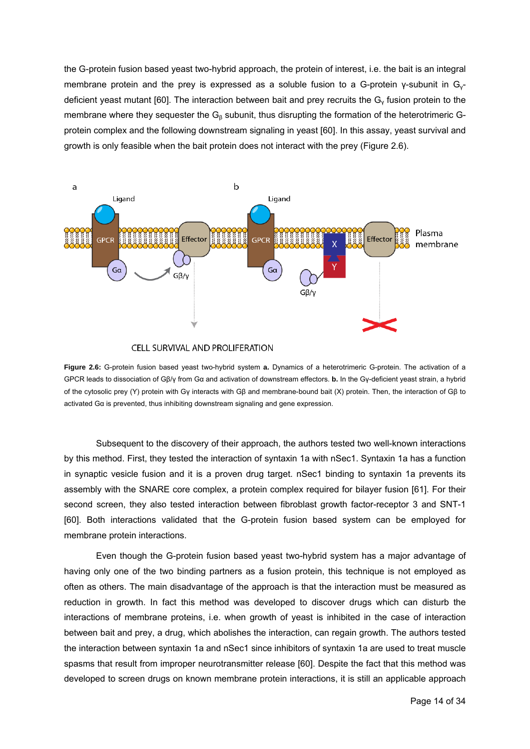the G-protein fusion based yeast two-hybrid approach, the protein of interest, i.e. the bait is an integral membrane protein and the prey is expressed as a soluble fusion to a G-protein γ-subunit in $G_\gamma$-deficient yeast mutant [60]. The interaction between bait and prey recruits the $G_\gamma$ fusion protein to the membrane where they sequester the $G_\beta$ subunit, thus disrupting the formation of the heterotrimeric G-protein complex and the following downstream signaling in yeast [60]. In this assay, yeast survival and growth is only feasible when the bait protein does not interact with the prey (Figure 2.6).

**Figure 2.6:** G-protein fusion based yeast two-hybrid system **a.** Dynamics of a heterotrimeric G-protein. The activation of a GPCR leads to dissociation of Gβ/γ from Gα and activation of downstream effectors. **b.** In the Gγ-deficient yeast strain, a hybrid of the cytosolic prey (Y) protein with Gγ interacts with Gβ and membrane-bound bait (X) protein. Then, the interaction of Gβ to activated Gα is prevented, thus inhibiting downstream signaling and gene expression.

Subsequent to the discovery of their approach, the authors tested two well-known interactions by this method. First, they tested the interaction of syntaxin 1a with nSec1. Syntaxin 1a has a function in synaptic vesicle fusion and it is a proven drug target. nSec1 binding to syntaxin 1a prevents its assembly with the SNARE core complex, a protein complex required for bilayer fusion [61]. For their second screen, they also tested interaction between fibroblast growth factor-receptor 3 and SNT-1 [60]. Both interactions validated that the G-protein fusion based system can be employed for membrane protein interactions.

Even though the G-protein fusion based yeast two-hybrid system has a major advantage of having only one of the two binding partners as a fusion protein, this technique is not employed as often as others. The main disadvantage of the approach is that the interaction must be measured as reduction in growth. In fact this method was developed to discover drugs which can disturb the interactions of membrane proteins, i.e. when growth of yeast is inhibited in the case of interaction between bait and prey, a drug, which abolishes the interaction, can regain growth. The authors tested the interaction between syntaxin 1a and nSec1 since inhibitors of syntaxin 1a are used to treat muscle spasms that result from improper neurotransmitter release [60]. Despite the fact that this method was developed to screen drugs on known membrane protein interactions, it is still an applicable approach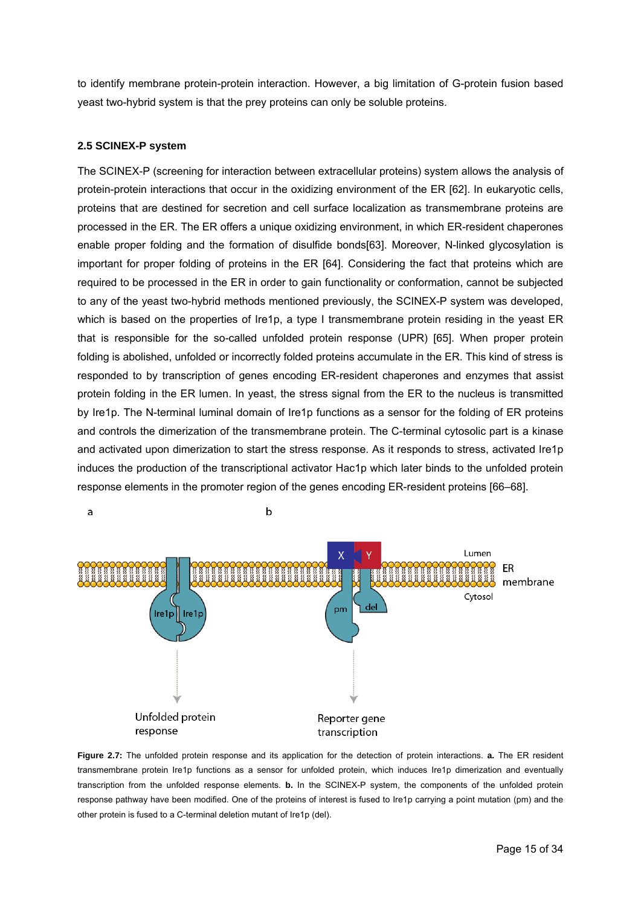to identify membrane protein-protein interaction. However, a big limitation of G-protein fusion based yeast two-hybrid system is that the prey proteins can only be soluble proteins.

### 2.5 SCINEX-P system

The SCINEX-P (screening for interaction between extracellular proteins) system allows the analysis of protein-protein interactions that occur in the oxidizing environment of the ER [62]. In eukaryotic cells, proteins that are destined for secretion and cell surface localization as transmembrane proteins are processed in the ER. The ER offers a unique oxidizing environment, in which ER-resident chaperones enable proper folding and the formation of disulfide bonds[63]. Moreover, N-linked glycosylation is important for proper folding of proteins in the ER [64]. Considering the fact that proteins which are required to be processed in the ER in order to gain functionality or conformation, cannot be subjected to any of the yeast two-hybrid methods mentioned previously, the SCINEX-P system was developed, which is based on the properties of Ire1p, a type I transmembrane protein residing in the yeast ER that is responsible for the so-called unfolded protein response (UPR) [65]. When proper protein folding is abolished, unfolded or incorrectly folded proteins accumulate in the ER. This kind of stress is responded to by transcription of genes encoding ER-resident chaperones and enzymes that assist protein folding in the ER lumen. In yeast, the stress signal from the ER to the nucleus is transmitted by Ire1p. The N-terminal luminal domain of Ire1p functions as a sensor for the folding of ER proteins and controls the dimerization of the transmembrane protein. The C-terminal cytosolic part is a kinase and activated upon dimerization to start the stress response. As it responds to stress, activated Ire1p induces the production of the transcriptional activator Hac1p which later binds to the unfolded protein response elements in the promoter region of the genes encoding ER-resident proteins [66–68].

**Figure 2.7:** The unfolded protein response and its application for the detection of protein interactions. **a.** The ER resident transmembrane protein Ire1p functions as a sensor for unfolded protein, which induces Ire1p dimerization and eventually transcription from the unfolded response elements. **b.** In the SCINEX-P system, the components of the unfolded protein response pathway have been modified. One of the proteins of interest is fused to Ire1p carrying a point mutation (pm) and the other protein is fused to a C-terminal deletion mutant of Ire1p (del).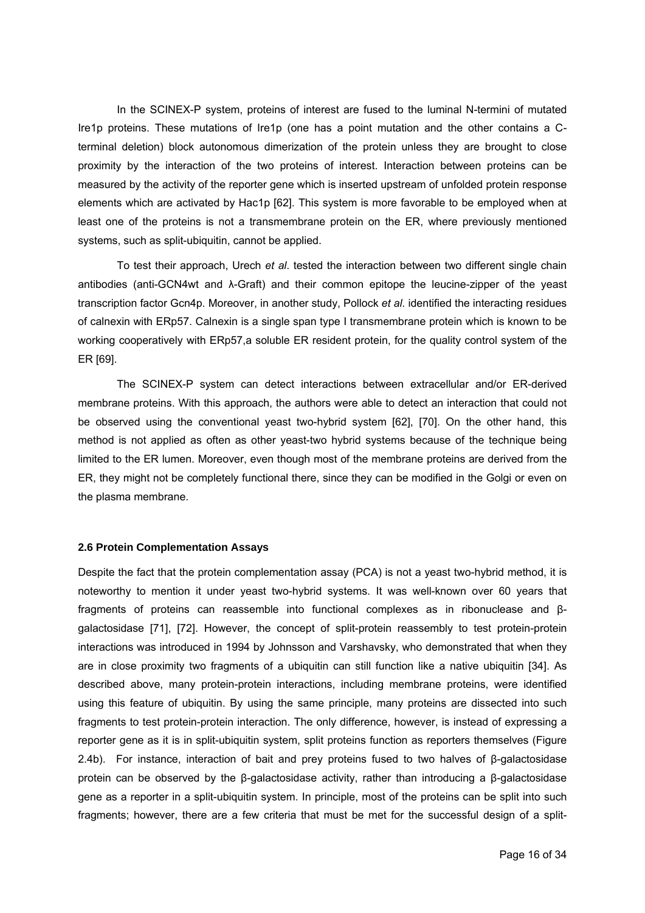In the SCINEX-P system, proteins of interest are fused to the luminal N-termini of mutated Ire1p proteins. These mutations of Ire1p (one has a point mutation and the other contains a C-terminal deletion) block autonomous dimerization of the protein unless they are brought to close proximity by the interaction of the two proteins of interest. Interaction between proteins can be measured by the activity of the reporter gene which is inserted upstream of unfolded protein response elements which are activated by Hac1p [62]. This system is more favorable to be employed when at least one of the proteins is not a transmembrane protein on the ER, where previously mentioned systems, such as split-ubiquitin, cannot be applied.

To test their approach, Urech *et al*. tested the interaction between two different single chain antibodies (anti-GCN4wt and λ-Graft) and their common epitope the leucine-zipper of the yeast transcription factor Gcn4p. Moreover, in another study, Pollock *et al*. identified the interacting residues of calnexin with ERp57. Calnexin is a single span type I transmembrane protein which is known to be working cooperatively with ERp57,a soluble ER resident protein, for the quality control system of the ER [69].

The SCINEX-P system can detect interactions between extracellular and/or ER-derived membrane proteins. With this approach, the authors were able to detect an interaction that could not be observed using the conventional yeast two-hybrid system [62], [70]. On the other hand, this method is not applied as often as other yeast-two hybrid systems because of the technique being limited to the ER lumen. Moreover, even though most of the membrane proteins are derived from the ER, they might not be completely functional there, since they can be modified in the Golgi or even on the plasma membrane.

**2.6 Protein Complementation Assays**

Despite the fact that the protein complementation assay (PCA) is not a yeast two-hybrid method, it is noteworthy to mention it under yeast two-hybrid systems. It was well-known over 60 years that fragments of proteins can reassemble into functional complexes as in ribonuclease and β-galactosidase [71], [72]. However, the concept of split-protein reassembly to test protein-protein interactions was introduced in 1994 by Johnsson and Varshavsky, who demonstrated that when they are in close proximity two fragments of a ubiquitin can still function like a native ubiquitin [34]. As described above, many protein-protein interactions, including membrane proteins, were identified using this feature of ubiquitin. By using the same principle, many proteins are dissected into such fragments to test protein-protein interaction. The only difference, however, is instead of expressing a reporter gene as it is in split-ubiquitin system, split proteins function as reporters themselves (Figure 2.4b). For instance, interaction of bait and prey proteins fused to two halves of β-galactosidase protein can be observed by the β-galactosidase activity, rather than introducing a β-galactosidase gene as a reporter in a split-ubiquitin system. In principle, most of the proteins can be split into such fragments; however, there are a few criteria that must be met for the successful design of a split-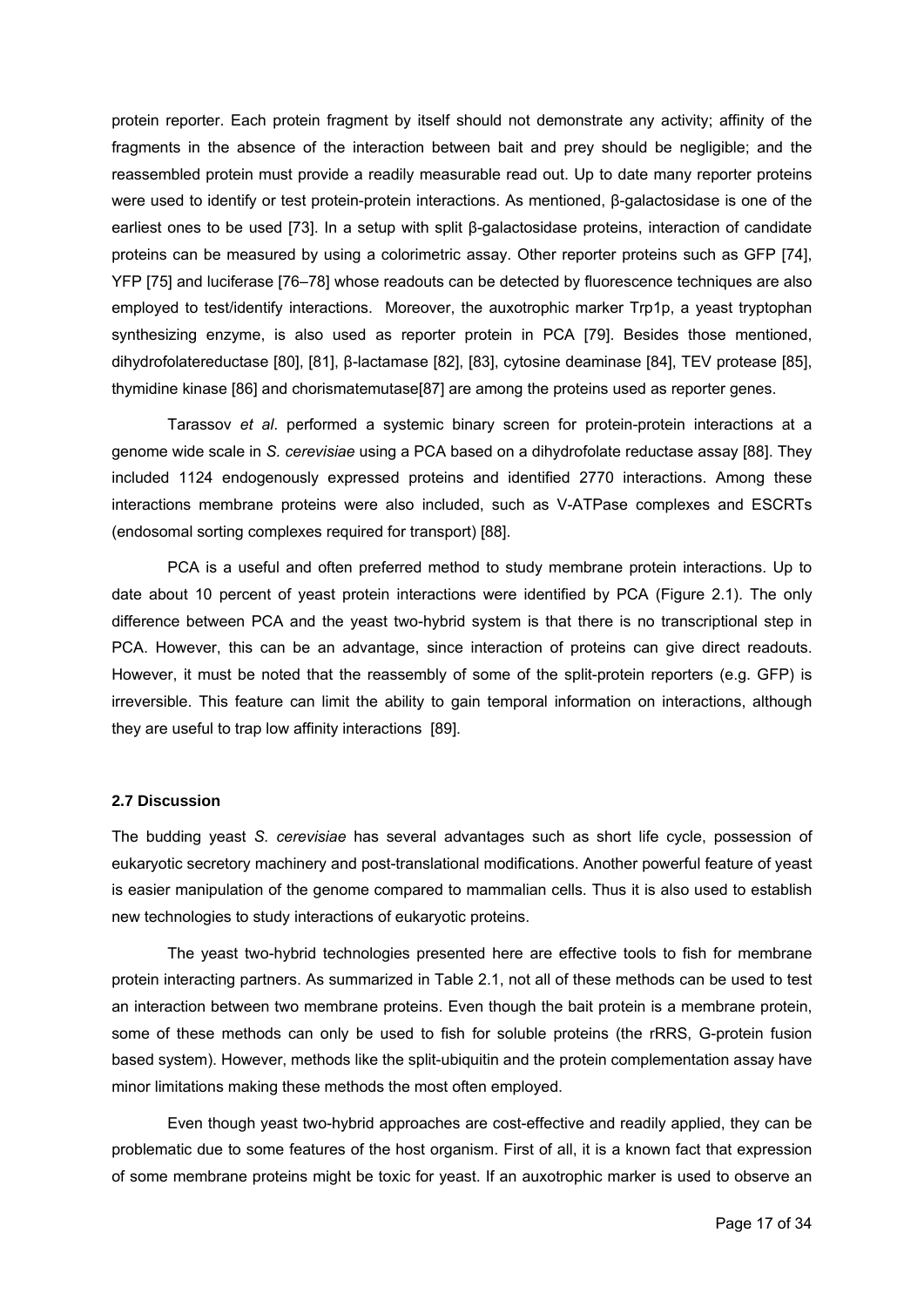protein reporter. Each protein fragment by itself should not demonstrate any activity; affinity of the fragments in the absence of the interaction between bait and prey should be negligible; and the reassembled protein must provide a readily measurable read out. Up to date many reporter proteins were used to identify or test protein-protein interactions. As mentioned, β-galactosidase is one of the earliest ones to be used [73]. In a setup with split β-galactosidase proteins, interaction of candidate proteins can be measured by using a colorimetric assay. Other reporter proteins such as GFP [74], YFP [75] and luciferase [76–78] whose readouts can be detected by fluorescence techniques are also employed to test/identify interactions. Moreover, the auxotrophic marker Trp1p, a yeast tryptophan synthesizing enzyme, is also used as reporter protein in PCA [79]. Besides those mentioned, dihydrofolatereductase [80], [81], β-lactamase [82], [83], cytosine deaminase [84], TEV protease [85], thymidine kinase [86] and chorismatemutase[87] are among the proteins used as reporter genes.

Tarassov *et al*. performed a systemic binary screen for protein-protein interactions at a genome wide scale in *S. cerevisiae* using a PCA based on a dihydrofolate reductase assay [88]. They included 1124 endogenously expressed proteins and identified 2770 interactions. Among these interactions membrane proteins were also included, such as V-ATPase complexes and ESCRTs (endosomal sorting complexes required for transport) [88].

PCA is a useful and often preferred method to study membrane protein interactions. Up to date about 10 percent of yeast protein interactions were identified by PCA (Figure 2.1). The only difference between PCA and the yeast two-hybrid system is that there is no transcriptional step in PCA. However, this can be an advantage, since interaction of proteins can give direct readouts. However, it must be noted that the reassembly of some of the split-protein reporters (e.g. GFP) is irreversible. This feature can limit the ability to gain temporal information on interactions, although they are useful to trap low affinity interactions [89].

#### 2.7 Discussion

The budding yeast *S. cerevisiae* has several advantages such as short life cycle, possession of eukaryotic secretory machinery and post-translational modifications. Another powerful feature of yeast is easier manipulation of the genome compared to mammalian cells. Thus it is also used to establish new technologies to study interactions of eukaryotic proteins.

The yeast two-hybrid technologies presented here are effective tools to fish for membrane protein interacting partners. As summarized in Table 2.1, not all of these methods can be used to test an interaction between two membrane proteins. Even though the bait protein is a membrane protein, some of these methods can only be used to fish for soluble proteins (the rRRS, G-protein fusion based system). However, methods like the split-ubiquitin and the protein complementation assay have minor limitations making these methods the most often employed.

Even though yeast two-hybrid approaches are cost-effective and readily applied, they can be problematic due to some features of the host organism. First of all, it is a known fact that expression of some membrane proteins might be toxic for yeast. If an auxotrophic marker is used to observe an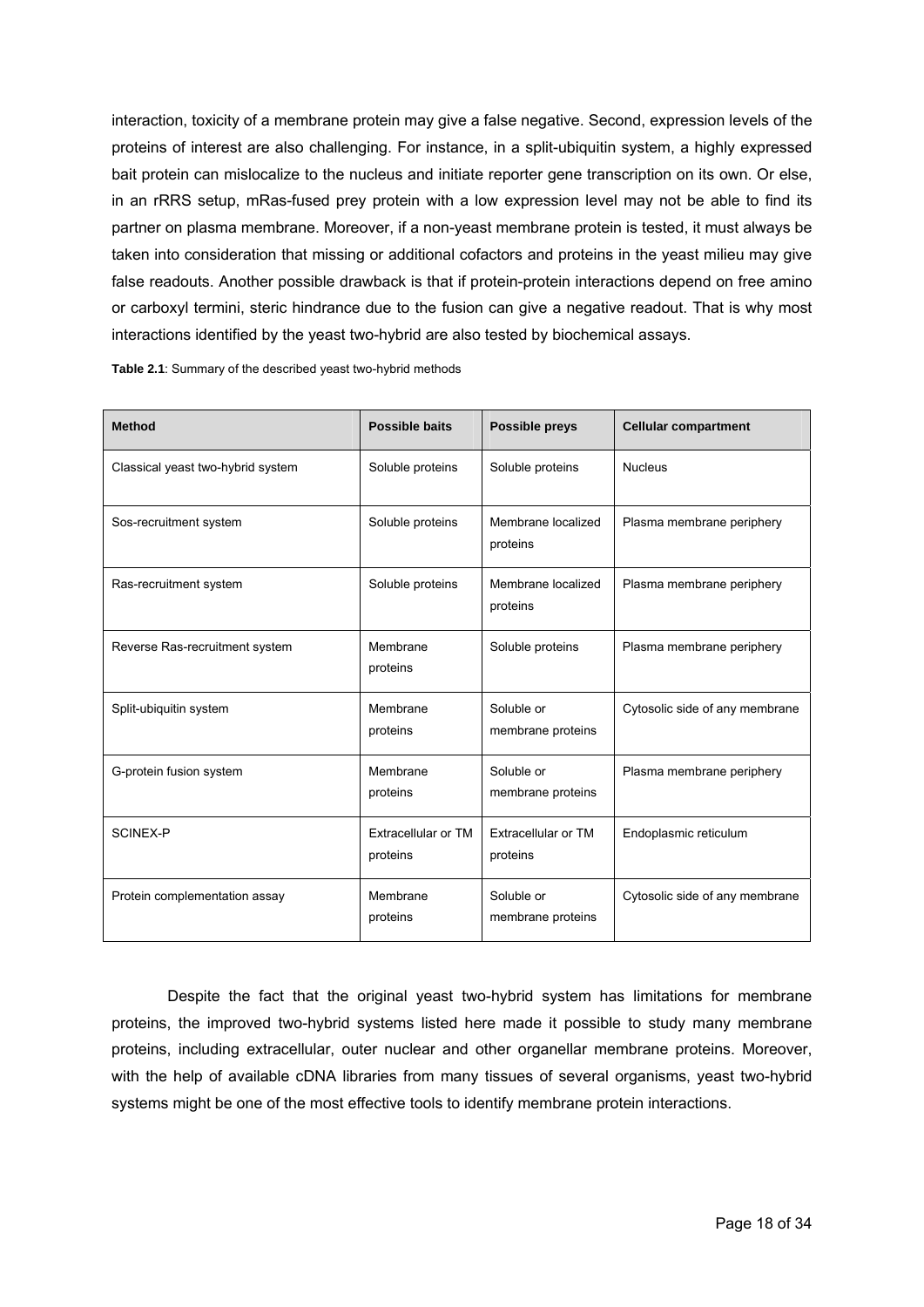interaction, toxicity of a membrane protein may give a false negative. Second, expression levels of the proteins of interest are also challenging. For instance, in a split-ubiquitin system, a highly expressed bait protein can mislocalize to the nucleus and initiate reporter gene transcription on its own. Or else, in an rRRS setup, mRas-fused prey protein with a low expression level may not be able to find its partner on plasma membrane. Moreover, if a non-yeast membrane protein is tested, it must always be taken into consideration that missing or additional cofactors and proteins in the yeast milieu may give false readouts. Another possible drawback is that if protein-protein interactions depend on free amino or carboxyl termini, steric hindrance due to the fusion can give a negative readout. That is why most interactions identified by the yeast two-hybrid are also tested by biochemical assays.

**Table 2.1**: Summary of the described yeast two-hybrid methods

| Method | Possible baits | Possible preys | Cellular compartment |
|---|---|---|---|
| Classical yeast two-hybrid system | Soluble proteins | Soluble proteins | Nucleus |
| Sos-recruitment system | Soluble proteins | Membrane localized proteins | Plasma membrane periphery |
| Ras-recruitment system | Soluble proteins | Membrane localized proteins | Plasma membrane periphery |
| Reverse Ras-recruitment system | Membrane proteins | Soluble proteins | Plasma membrane periphery |
| Split-ubiquitin system | Membrane proteins | Soluble or membrane proteins | Cytosolic side of any membrane |
| G-protein fusion system | Membrane proteins | Soluble or membrane proteins | Plasma membrane periphery |
| SCINEX-P | Extracellular or TM proteins | Extracellular or TM proteins | Endoplasmic reticulum |
| Protein complementation assay | Membrane proteins | Soluble or membrane proteins | Cytosolic side of any membrane |

Despite the fact that the original yeast two-hybrid system has limitations for membrane proteins, the improved two-hybrid systems listed here made it possible to study many membrane proteins, including extracellular, outer nuclear and other organellar membrane proteins. Moreover, with the help of available cDNA libraries from many tissues of several organisms, yeast two-hybrid systems might be one of the most effective tools to identify membrane protein interactions.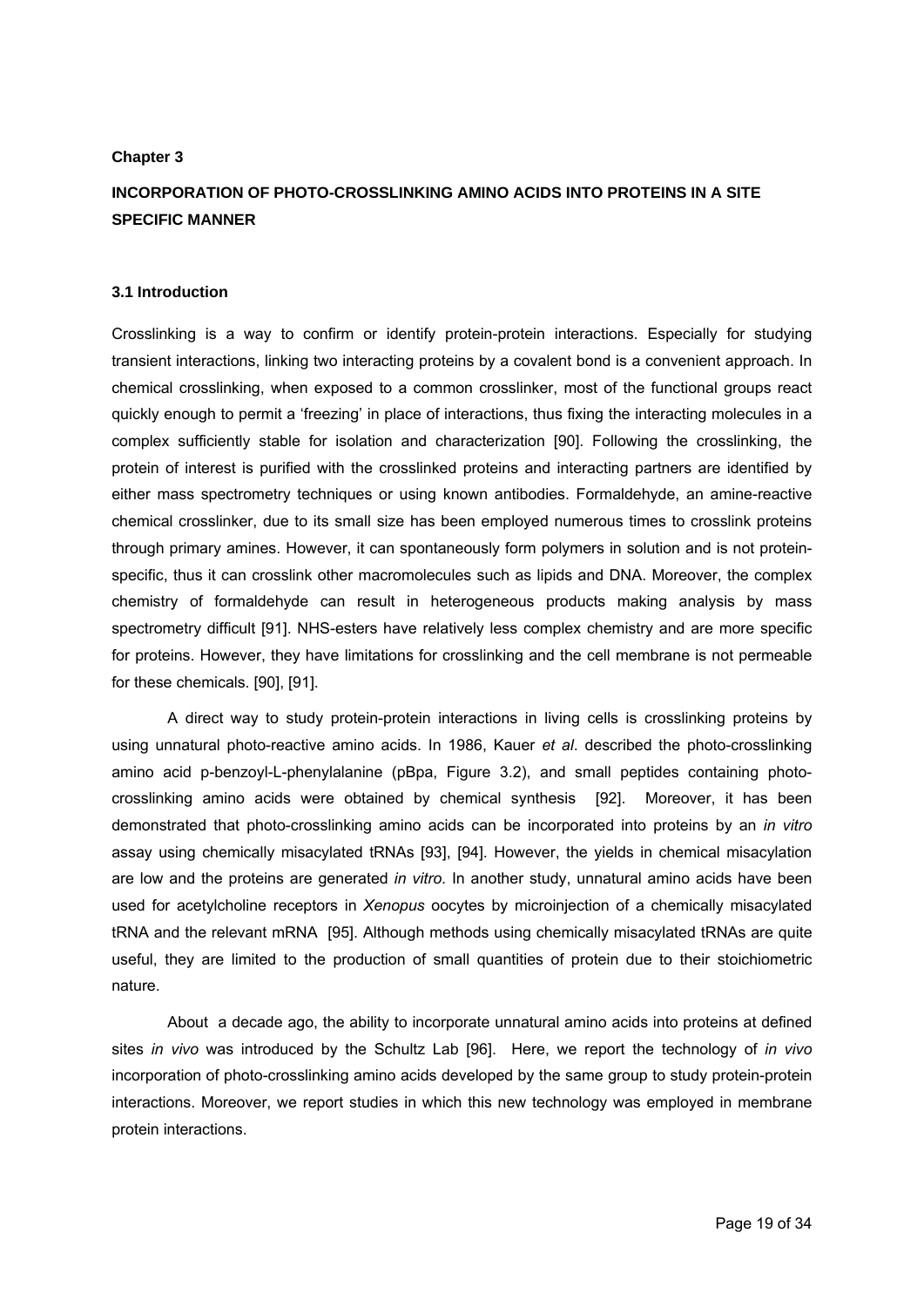**Chapter 3**

# INCORPORATION OF PHOTO-CROSSLINKING AMINO ACIDS INTO PROTEINS IN A SITE SPECIFIC MANNER

## 3.1 Introduction

Crosslinking is a way to confirm or identify protein-protein interactions. Especially for studying transient interactions, linking two interacting proteins by a covalent bond is a convenient approach. In chemical crosslinking, when exposed to a common crosslinker, most of the functional groups react quickly enough to permit a 'freezing' in place of interactions, thus fixing the interacting molecules in a complex sufficiently stable for isolation and characterization [90]. Following the crosslinking, the protein of interest is purified with the crosslinked proteins and interacting partners are identified by either mass spectrometry techniques or using known antibodies. Formaldehyde, an amine-reactive chemical crosslinker, due to its small size has been employed numerous times to crosslink proteins through primary amines. However, it can spontaneously form polymers in solution and is not protein-specific, thus it can crosslink other macromolecules such as lipids and DNA. Moreover, the complex chemistry of formaldehyde can result in heterogeneous products making analysis by mass spectrometry difficult [91]. NHS-esters have relatively less complex chemistry and are more specific for proteins. However, they have limitations for crosslinking and the cell membrane is not permeable for these chemicals. [90], [91].

A direct way to study protein-protein interactions in living cells is crosslinking proteins by using unnatural photo-reactive amino acids. In 1986, Kauer *et al*. described the photo-crosslinking amino acid p-benzoyl-L-phenylalanine (pBpa, Figure 3.2), and small peptides containing photo-crosslinking amino acids were obtained by chemical synthesis [92]. Moreover, it has been demonstrated that photo-crosslinking amino acids can be incorporated into proteins by an *in vitro* assay using chemically misacylated tRNAs [93], [94]. However, the yields in chemical misacylation are low and the proteins are generated *in vitro*. In another study, unnatural amino acids have been used for acetylcholine receptors in *Xenopus* oocytes by microinjection of a chemically misacylated tRNA and the relevant mRNA [95]. Although methods using chemically misacylated tRNAs are quite useful, they are limited to the production of small quantities of protein due to their stoichiometric nature.

About a decade ago, the ability to incorporate unnatural amino acids into proteins at defined sites *in vivo* was introduced by the Schultz Lab [96]. Here, we report the technology of *in vivo* incorporation of photo-crosslinking amino acids developed by the same group to study protein-protein interactions. Moreover, we report studies in which this new technology was employed in membrane protein interactions.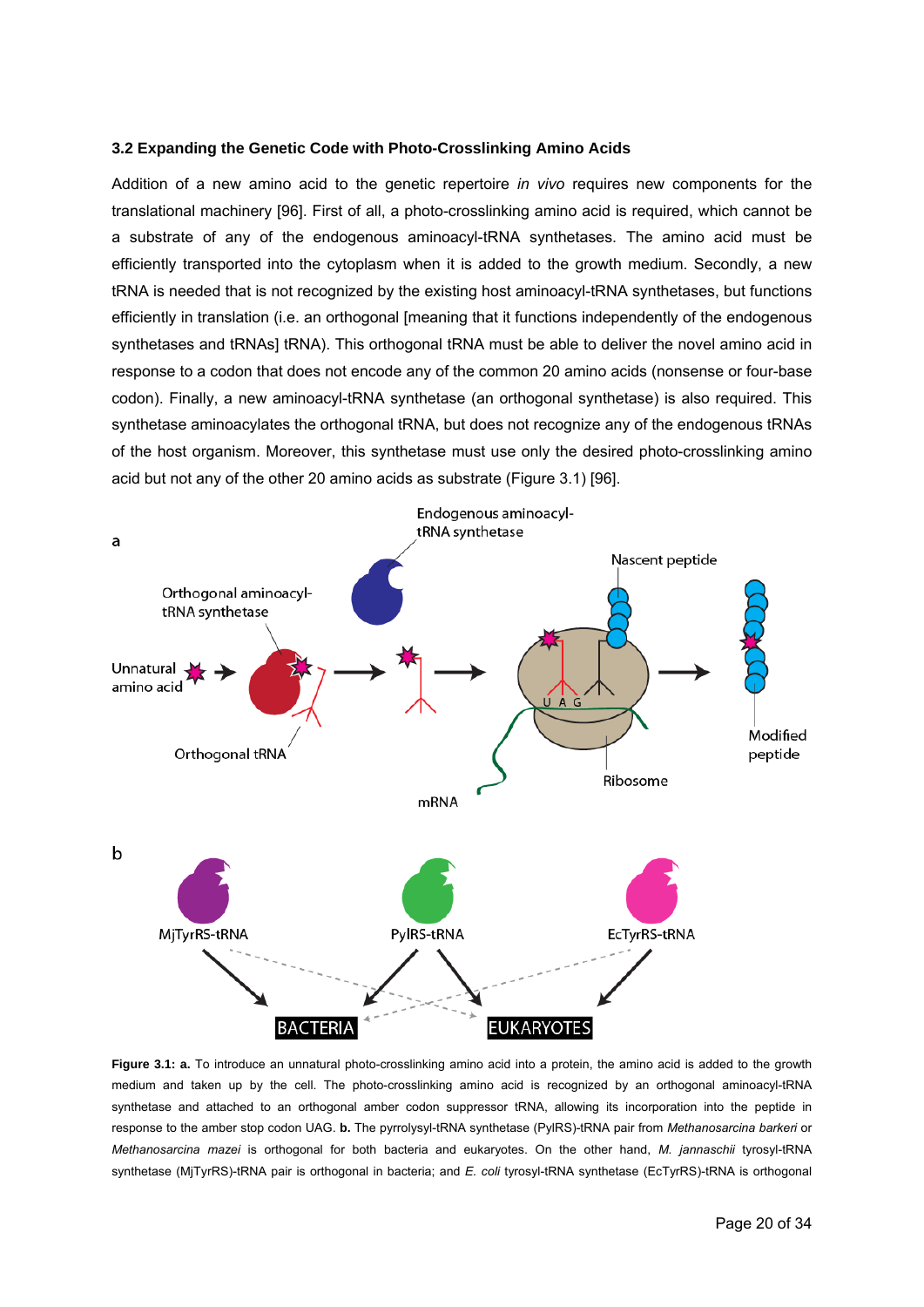### 3.2 Expanding the Genetic Code with Photo-Crosslinking Amino Acids

Addition of a new amino acid to the genetic repertoire *in vivo* requires new components for the translational machinery [96]. First of all, a photo-crosslinking amino acid is required, which cannot be a substrate of any of the endogenous aminoacyl-tRNA synthetases. The amino acid must be efficiently transported into the cytoplasm when it is added to the growth medium. Secondly, a new tRNA is needed that is not recognized by the existing host aminoacyl-tRNA synthetases, but functions efficiently in translation (i.e. an orthogonal [meaning that it functions independently of the endogenous synthetases and tRNAs] tRNA). This orthogonal tRNA must be able to deliver the novel amino acid in response to a codon that does not encode any of the common 20 amino acids (nonsense or four-base codon). Finally, a new aminoacyl-tRNA synthetase (an orthogonal synthetase) is also required. This synthetase aminoacylates the orthogonal tRNA, but does not recognize any of the endogenous tRNAs of the host organism. Moreover, this synthetase must use only the desired photo-crosslinking amino acid but not any of the other 20 amino acids as substrate (Figure 3.1) [96].

**Figure 3.1: a.** To introduce an unnatural photo-crosslinking amino acid into a protein, the amino acid is added to the growth medium and taken up by the cell. The photo-crosslinking amino acid is recognized by an orthogonal aminoacyl-tRNA synthetase and attached to an orthogonal amber codon suppressor tRNA, allowing its incorporation into the peptide in response to the amber stop codon UAG. **b.** The pyrrolysyl-tRNA synthetase (PylRS)-tRNA pair from *Methanosarcina barkeri* or *Methanosarcina mazei* is orthogonal for both bacteria and eukaryotes. On the other hand, *M. jannaschii* tyrosyl-tRNA synthetase (MjTyrRS)-tRNA pair is orthogonal in bacteria; and *E. coli* tyrosyl-tRNA synthetase (EcTyrRS)-tRNA is orthogonal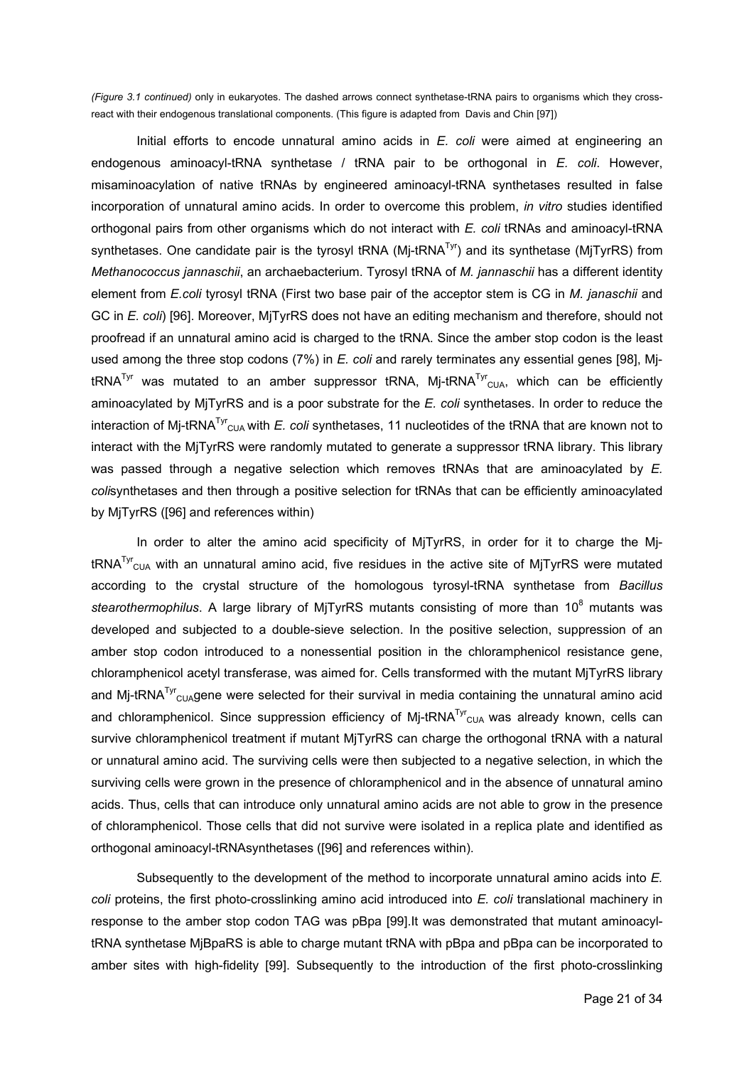*(Figure 3.1 continued)* only in eukaryotes. The dashed arrows connect synthetase-tRNA pairs to organisms which they cross-react with their endogenous translational components. (This figure is adapted from Davis and Chin [97])

Initial efforts to encode unnatural amino acids in *E. coli* were aimed at engineering an endogenous aminoacyl-tRNA synthetase / tRNA pair to be orthogonal in *E. coli*. However, misaminoacylation of native tRNAs by engineered aminoacyl-tRNA synthetases resulted in false incorporation of unnatural amino acids. In order to overcome this problem, *in vitro* studies identified orthogonal pairs from other organisms which do not interact with *E. coli* tRNAs and aminoacyl-tRNA synthetases. One candidate pair is the tyrosyl tRNA (Mj-tRNA$^{Tyr}$) and its synthetase (MjTyrRS) from *Methanococcus jannaschii*, an archaebacterium. Tyrosyl tRNA of *M. jannaschii* has a different identity element from *E.coli* tyrosyl tRNA (First two base pair of the acceptor stem is CG in *M. janaschii* and GC in *E. coli*) [96]. Moreover, MjTyrRS does not have an editing mechanism and therefore, should not proofread if an unnatural amino acid is charged to the tRNA. Since the amber stop codon is the least used among the three stop codons (7%) in *E. coli* and rarely terminates any essential genes [98], Mj-tRNA$^{Tyr}$ was mutated to an amber suppressor tRNA, Mj-tRNA$^{Tyr}_{CUA}$, which can be efficiently aminoacylated by MjTyrRS and is a poor substrate for the *E. coli* synthetases. In order to reduce the interaction of Mj-tRNA$^{Tyr}_{CUA}$ with *E. coli* synthetases, 11 nucleotides of the tRNA that are known not to interact with the MjTyrRS were randomly mutated to generate a suppressor tRNA library. This library was passed through a negative selection which removes tRNAs that are aminoacylated by *E. coli*synthetases and then through a positive selection for tRNAs that can be efficiently aminoacylated by MjTyrRS ([96] and references within)

In order to alter the amino acid specificity of MjTyrRS, in order for it to charge the Mj-tRNA$^{Tyr}_{CUA}$ with an unnatural amino acid, five residues in the active site of MjTyrRS were mutated according to the crystal structure of the homologous tyrosyl-tRNA synthetase from *Bacillus stearothermophilus*. A large library of MjTyrRS mutants consisting of more than $10^8$ mutants was developed and subjected to a double-sieve selection. In the positive selection, suppression of an amber stop codon introduced to a nonessential position in the chloramphenicol resistance gene, chloramphenicol acetyl transferase, was aimed for. Cells transformed with the mutant MjTyrRS library and Mj-tRNA$^{Tyr}_{CUA}$gene were selected for their survival in media containing the unnatural amino acid and chloramphenicol. Since suppression efficiency of Mj-tRNA$^{Tyr}_{CUA}$ was already known, cells can survive chloramphenicol treatment if mutant MjTyrRS can charge the orthogonal tRNA with a natural or unnatural amino acid. The surviving cells were then subjected to a negative selection, in which the surviving cells were grown in the presence of chloramphenicol and in the absence of unnatural amino acids. Thus, cells that can introduce only unnatural amino acids are not able to grow in the presence of chloramphenicol. Those cells that did not survive were isolated in a replica plate and identified as orthogonal aminoacyl-tRNAsynthetases ([96] and references within).

Subsequently to the development of the method to incorporate unnatural amino acids into *E. coli* proteins, the first photo-crosslinking amino acid introduced into *E. coli* translational machinery in response to the amber stop codon TAG was pBpa [99].It was demonstrated that mutant aminoacyl-tRNA synthetase MjBpaRS is able to charge mutant tRNA with pBpa and pBpa can be incorporated to amber sites with high-fidelity [99]. Subsequently to the introduction of the first photo-crosslinking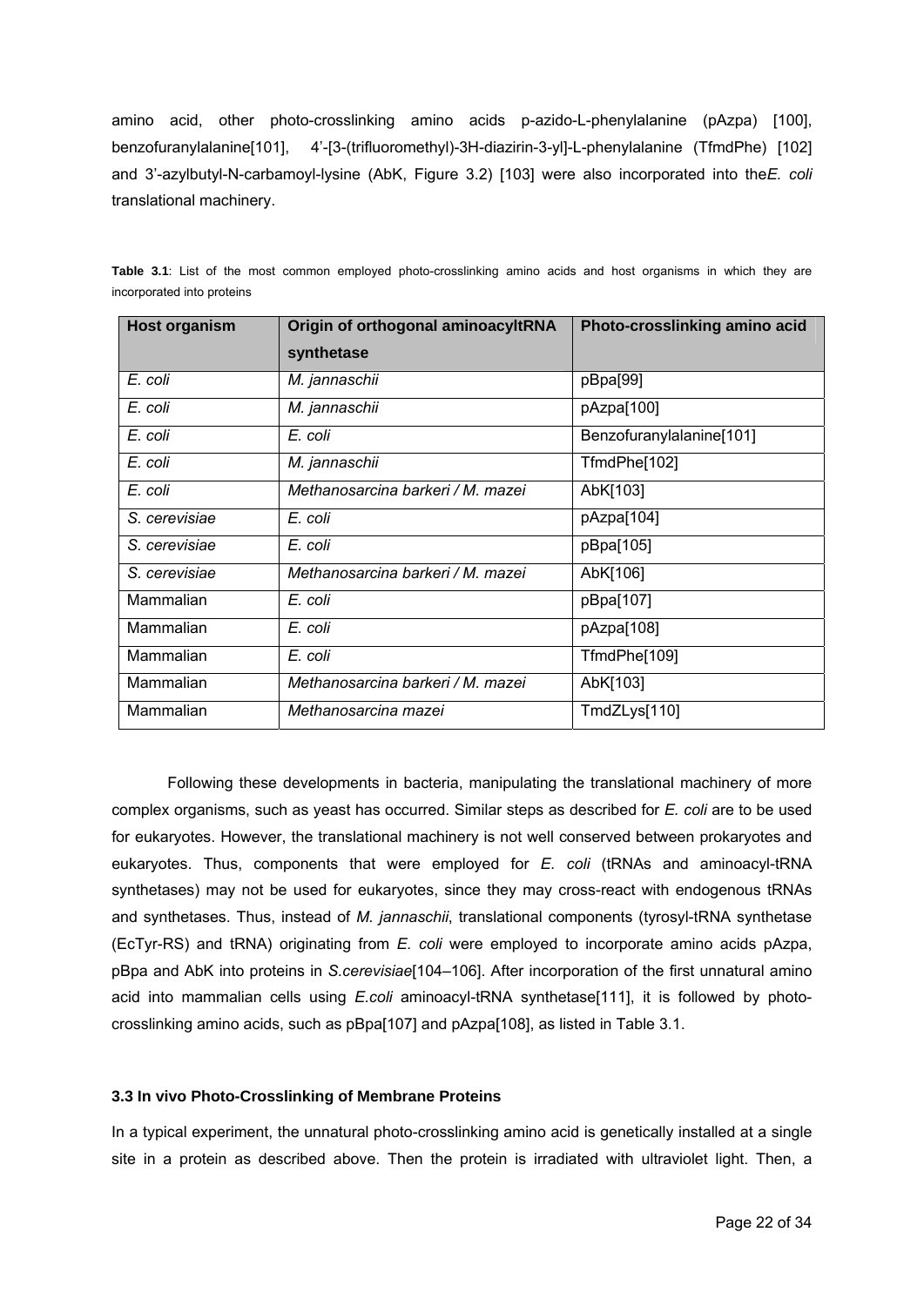amino acid, other photo-crosslinking amino acids p-azido-L-phenylalanine (pAzpa) [100], benzofuranylalanine[101], 4'-[3-(trifluoromethyl)-3H-diazirin-3-yl]-L-phenylalanine (TfmdPhe) [102] and 3'-azylbutyl-N-carbamoyl-lysine (AbK, Figure 3.2) [103] were also incorporated into the*E. coli* translational machinery.

**Table 3.1**: List of the most common employed photo-crosslinking amino acids and host organisms in which they are incorporated into proteins

| Host organism | Origin of orthogonal aminoacyltRNA synthetase | Photo-crosslinking amino acid |
|---|---|---|
| *E. coli* | *M. jannaschii* | pBpa[99] |
| *E. coli* | *M. jannaschii* | pAzpa[100] |
| *E. coli* | *E. coli* | Benzofuranylalanine[101] |
| *E. coli* | *M. jannaschii* | TfmdPhe[102] |
| *E. coli* | *Methanosarcina barkeri / M. mazei* | AbK[103] |
| *S. cerevisiae* | *E. coli* | pAzpa[104] |
| *S. cerevisiae* | *E. coli* | pBpa[105] |
| *S. cerevisiae* | *Methanosarcina barkeri / M. mazei* | AbK[106] |
| Mammalian | *E. coli* | pBpa[107] |
| Mammalian | *E. coli* | pAzpa[108] |
| Mammalian | *E. coli* | TfmdPhe[109] |
| Mammalian | *Methanosarcina barkeri / M. mazei* | AbK[103] |
| Mammalian | *Methanosarcina mazei* | TmdZLys[110] |

Following these developments in bacteria, manipulating the translational machinery of more complex organisms, such as yeast has occurred. Similar steps as described for *E. coli* are to be used for eukaryotes. However, the translational machinery is not well conserved between prokaryotes and eukaryotes. Thus, components that were employed for *E. coli* (tRNAs and aminoacyl-tRNA synthetases) may not be used for eukaryotes, since they may cross-react with endogenous tRNAs and synthetases. Thus, instead of *M. jannaschii*, translational components (tyrosyl-tRNA synthetase (EcTyr-RS) and tRNA) originating from *E. coli* were employed to incorporate amino acids pAzpa, pBpa and AbK into proteins in *S.cerevisiae*[104–106]. After incorporation of the first unnatural amino acid into mammalian cells using *E.coli* aminoacyl-tRNA synthetase[111], it is followed by photo-crosslinking amino acids, such as pBpa[107] and pAzpa[108], as listed in Table 3.1.

### 3.3 In vivo Photo-Crosslinking of Membrane Proteins

In a typical experiment, the unnatural photo-crosslinking amino acid is genetically installed at a single site in a protein as described above. Then the protein is irradiated with ultraviolet light. Then, a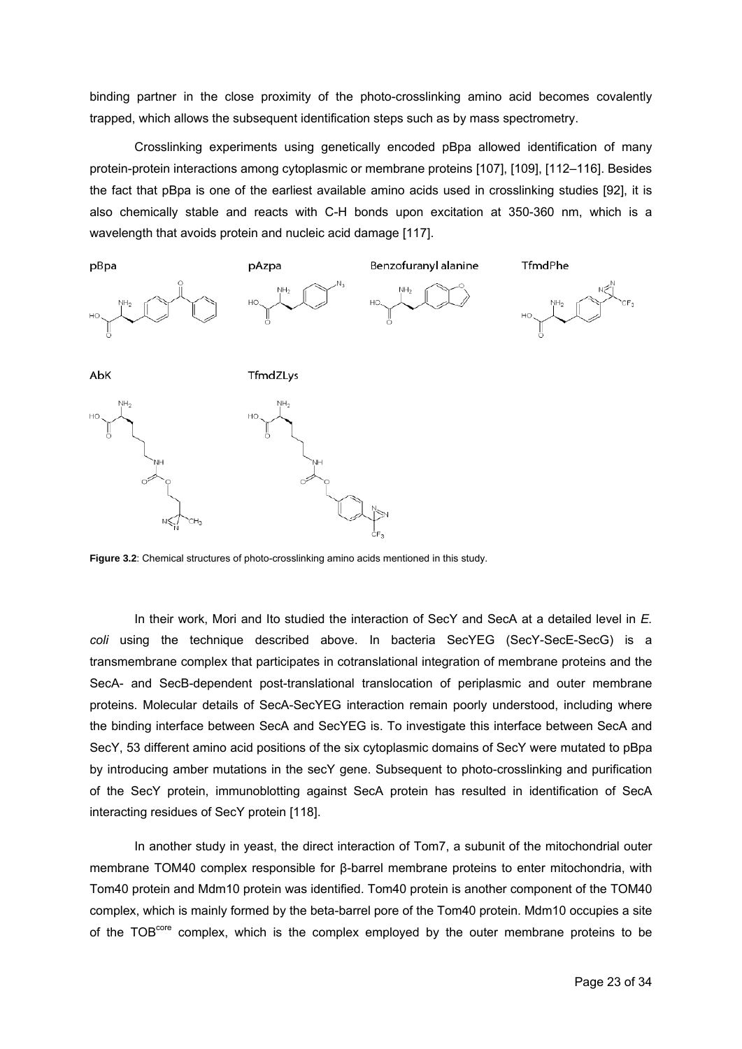binding partner in the close proximity of the photo-crosslinking amino acid becomes covalently trapped, which allows the subsequent identification steps such as by mass spectrometry.

Crosslinking experiments using genetically encoded pBpa allowed identification of many protein-protein interactions among cytoplasmic or membrane proteins [107], [109], [112–116]. Besides the fact that pBpa is one of the earliest available amino acids used in crosslinking studies [92], it is also chemically stable and reacts with C-H bonds upon excitation at 350-360 nm, which is a wavelength that avoids protein and nucleic acid damage [117].

**Figure 3.2**: Chemical structures of photo-crosslinking amino acids mentioned in this study.

In their work, Mori and Ito studied the interaction of SecY and SecA at a detailed level in *E. coli* using the technique described above. In bacteria SecYEG (SecY-SecE-SecG) is a transmembrane complex that participates in cotranslational integration of membrane proteins and the SecA- and SecB-dependent post-translational translocation of periplasmic and outer membrane proteins. Molecular details of SecA-SecYEG interaction remain poorly understood, including where the binding interface between SecA and SecYEG is. To investigate this interface between SecA and SecY, 53 different amino acid positions of the six cytoplasmic domains of SecY were mutated to pBpa by introducing amber mutations in the secY gene. Subsequent to photo-crosslinking and purification of the SecY protein, immunoblotting against SecA protein has resulted in identification of SecA interacting residues of SecY protein [118].

In another study in yeast, the direct interaction of Tom7, a subunit of the mitochondrial outer membrane TOM40 complex responsible for β-barrel membrane proteins to enter mitochondria, with Tom40 protein and Mdm10 protein was identified. Tom40 protein is another component of the TOM40 complex, which is mainly formed by the beta-barrel pore of the Tom40 protein. Mdm10 occupies a site of the TOB$^{core}$ complex, which is the complex employed by the outer membrane proteins to be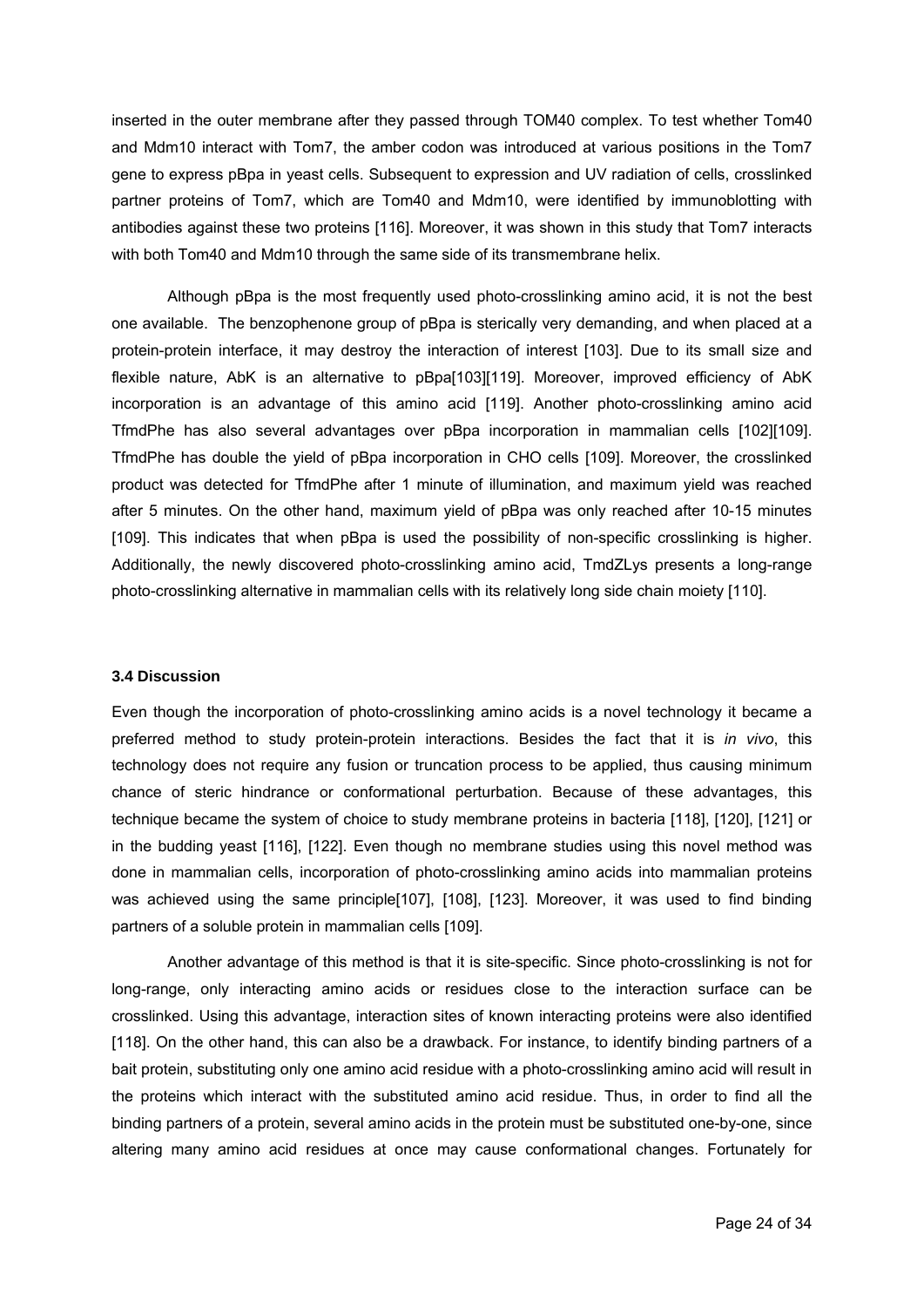inserted in the outer membrane after they passed through TOM40 complex. To test whether Tom40 and Mdm10 interact with Tom7, the amber codon was introduced at various positions in the Tom7 gene to express pBpa in yeast cells. Subsequent to expression and UV radiation of cells, crosslinked partner proteins of Tom7, which are Tom40 and Mdm10, were identified by immunoblotting with antibodies against these two proteins [116]. Moreover, it was shown in this study that Tom7 interacts with both Tom40 and Mdm10 through the same side of its transmembrane helix.

Although pBpa is the most frequently used photo-crosslinking amino acid, it is not the best one available. The benzophenone group of pBpa is sterically very demanding, and when placed at a protein-protein interface, it may destroy the interaction of interest [103]. Due to its small size and flexible nature, AbK is an alternative to pBpa[103][119]. Moreover, improved efficiency of AbK incorporation is an advantage of this amino acid [119]. Another photo-crosslinking amino acid TfmdPhe has also several advantages over pBpa incorporation in mammalian cells [102][109]. TfmdPhe has double the yield of pBpa incorporation in CHO cells [109]. Moreover, the crosslinked product was detected for TfmdPhe after 1 minute of illumination, and maximum yield was reached after 5 minutes. On the other hand, maximum yield of pBpa was only reached after 10-15 minutes [109]. This indicates that when pBpa is used the possibility of non-specific crosslinking is higher. Additionally, the newly discovered photo-crosslinking amino acid, TmdZLys presents a long-range photo-crosslinking alternative in mammalian cells with its relatively long side chain moiety [110].

### 3.4 Discussion

Even though the incorporation of photo-crosslinking amino acids is a novel technology it became a preferred method to study protein-protein interactions. Besides the fact that it is *in vivo*, this technology does not require any fusion or truncation process to be applied, thus causing minimum chance of steric hindrance or conformational perturbation. Because of these advantages, this technique became the system of choice to study membrane proteins in bacteria [118], [120], [121] or in the budding yeast [116], [122]. Even though no membrane studies using this novel method was done in mammalian cells, incorporation of photo-crosslinking amino acids into mammalian proteins was achieved using the same principle[107], [108], [123]. Moreover, it was used to find binding partners of a soluble protein in mammalian cells [109].

Another advantage of this method is that it is site-specific. Since photo-crosslinking is not for long-range, only interacting amino acids or residues close to the interaction surface can be crosslinked. Using this advantage, interaction sites of known interacting proteins were also identified [118]. On the other hand, this can also be a drawback. For instance, to identify binding partners of a bait protein, substituting only one amino acid residue with a photo-crosslinking amino acid will result in the proteins which interact with the substituted amino acid residue. Thus, in order to find all the binding partners of a protein, several amino acids in the protein must be substituted one-by-one, since altering many amino acid residues at once may cause conformational changes. Fortunately for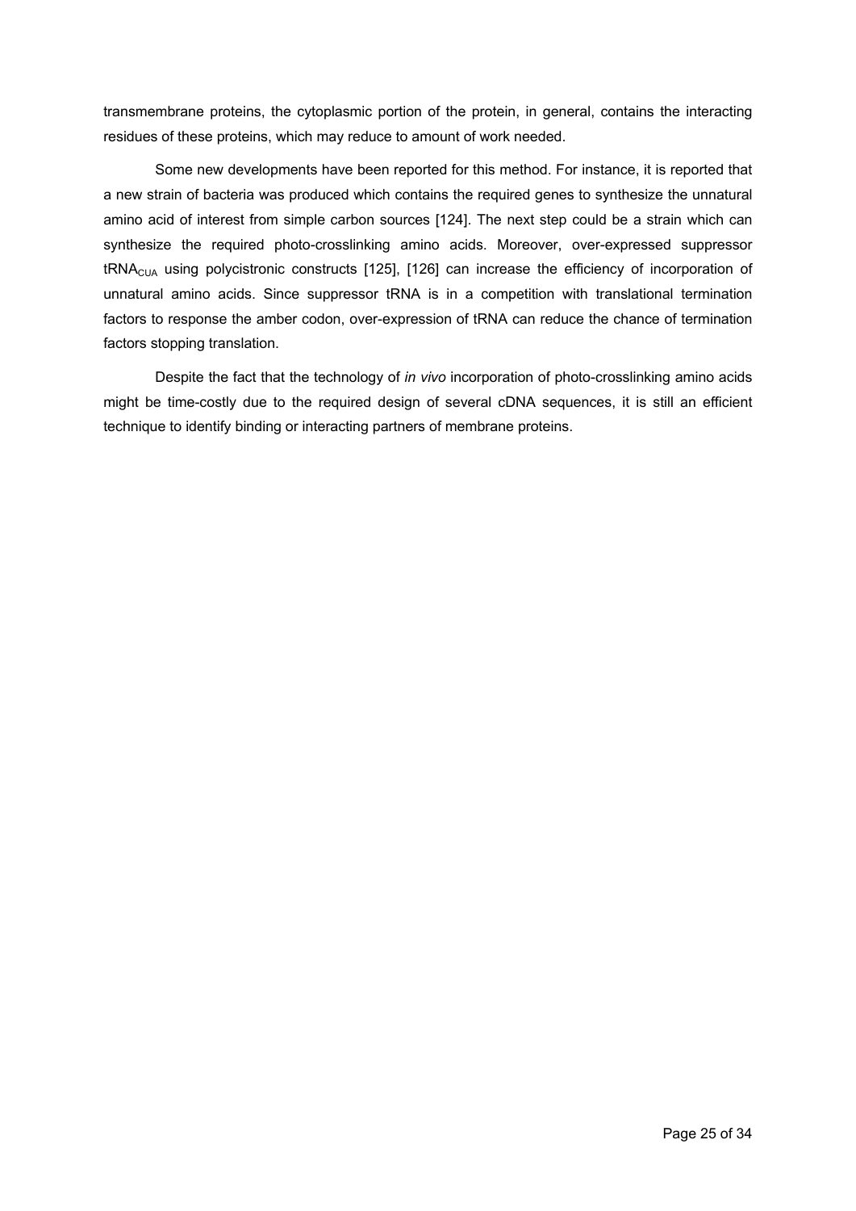transmembrane proteins, the cytoplasmic portion of the protein, in general, contains the interacting residues of these proteins, which may reduce to amount of work needed.

Some new developments have been reported for this method. For instance, it is reported that a new strain of bacteria was produced which contains the required genes to synthesize the unnatural amino acid of interest from simple carbon sources [124]. The next step could be a strain which can synthesize the required photo-crosslinking amino acids. Moreover, over-expressed suppressor $tRNA_{CUA}$ using polycistronic constructs [125], [126] can increase the efficiency of incorporation of unnatural amino acids. Since suppressor tRNA is in a competition with translational termination factors to response the amber codon, over-expression of tRNA can reduce the chance of termination factors stopping translation.

Despite the fact that the technology of *in vivo* incorporation of photo-crosslinking amino acids might be time-costly due to the required design of several cDNA sequences, it is still an efficient technique to identify binding or interacting partners of membrane proteins.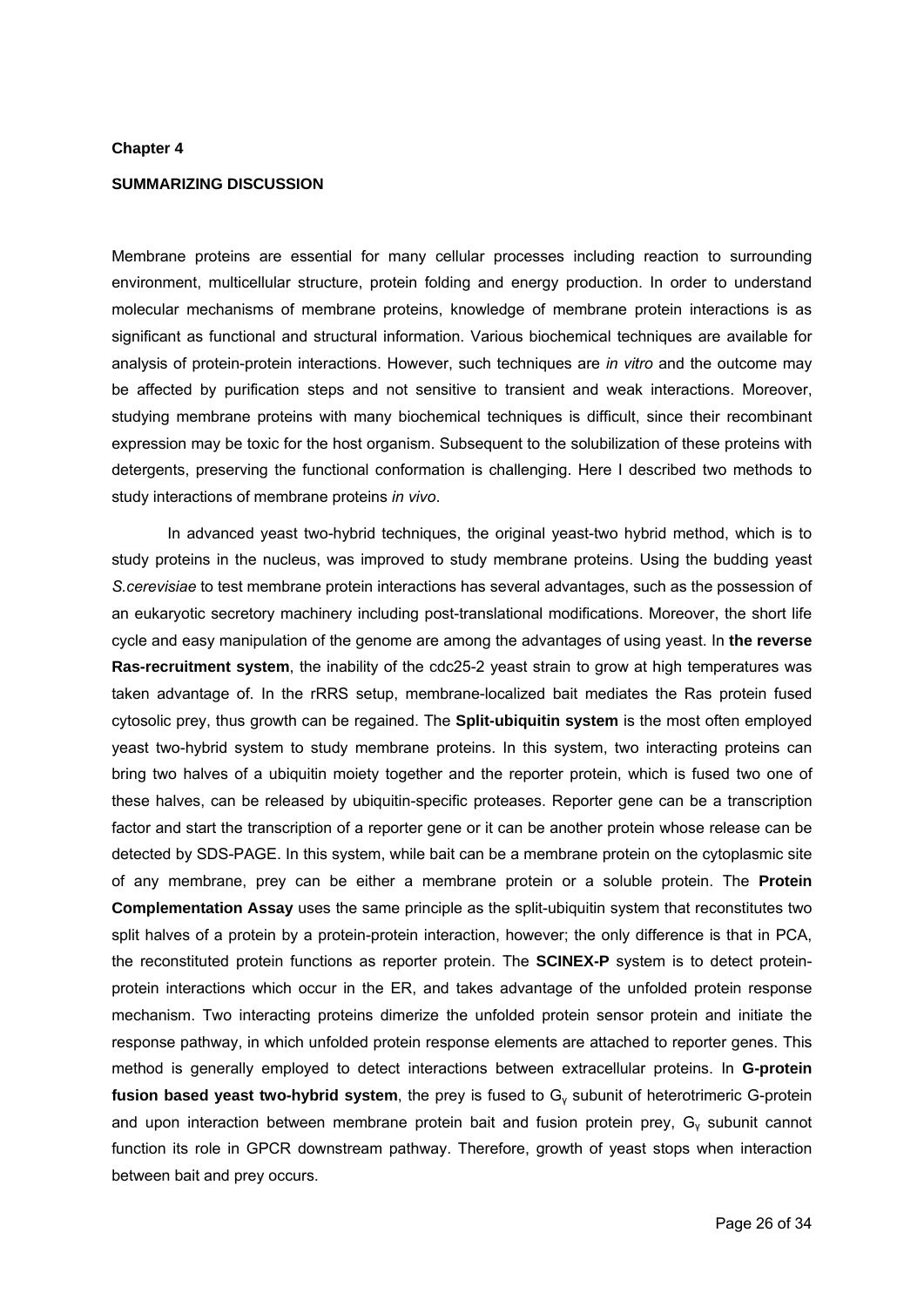**Chapter 4**

**SUMMARIZING DISCUSSION**

Membrane proteins are essential for many cellular processes including reaction to surrounding environment, multicellular structure, protein folding and energy production. In order to understand molecular mechanisms of membrane proteins, knowledge of membrane protein interactions is as significant as functional and structural information. Various biochemical techniques are available for analysis of protein-protein interactions. However, such techniques are *in vitro* and the outcome may be affected by purification steps and not sensitive to transient and weak interactions. Moreover, studying membrane proteins with many biochemical techniques is difficult, since their recombinant expression may be toxic for the host organism. Subsequent to the solubilization of these proteins with detergents, preserving the functional conformation is challenging. Here I described two methods to study interactions of membrane proteins *in vivo*.

In advanced yeast two-hybrid techniques, the original yeast-two hybrid method, which is to study proteins in the nucleus, was improved to study membrane proteins. Using the budding yeast *S.cerevisiae* to test membrane protein interactions has several advantages, such as the possession of an eukaryotic secretory machinery including post-translational modifications. Moreover, the short life cycle and easy manipulation of the genome are among the advantages of using yeast. In **the reverse Ras-recruitment system**, the inability of the cdc25-2 yeast strain to grow at high temperatures was taken advantage of. In the rRRS setup, membrane-localized bait mediates the Ras protein fused cytosolic prey, thus growth can be regained. The **Split-ubiquitin system** is the most often employed yeast two-hybrid system to study membrane proteins. In this system, two interacting proteins can bring two halves of a ubiquitin moiety together and the reporter protein, which is fused two one of these halves, can be released by ubiquitin-specific proteases. Reporter gene can be a transcription factor and start the transcription of a reporter gene or it can be another protein whose release can be detected by SDS-PAGE. In this system, while bait can be a membrane protein on the cytoplasmic site of any membrane, prey can be either a membrane protein or a soluble protein. The **Protein Complementation Assay** uses the same principle as the split-ubiquitin system that reconstitutes two split halves of a protein by a protein-protein interaction, however; the only difference is that in PCA, the reconstituted protein functions as reporter protein. The **SCINEX-P** system is to detect protein-protein interactions which occur in the ER, and takes advantage of the unfolded protein response mechanism. Two interacting proteins dimerize the unfolded protein sensor protein and initiate the response pathway, in which unfolded protein response elements are attached to reporter genes. This method is generally employed to detect interactions between extracellular proteins. In **G-protein fusion based yeast two-hybrid system**, the prey is fused to $G_\gamma$ subunit of heterotrimeric G-protein and upon interaction between membrane protein bait and fusion protein prey, $G_\gamma$ subunit cannot function its role in GPCR downstream pathway. Therefore, growth of yeast stops when interaction between bait and prey occurs.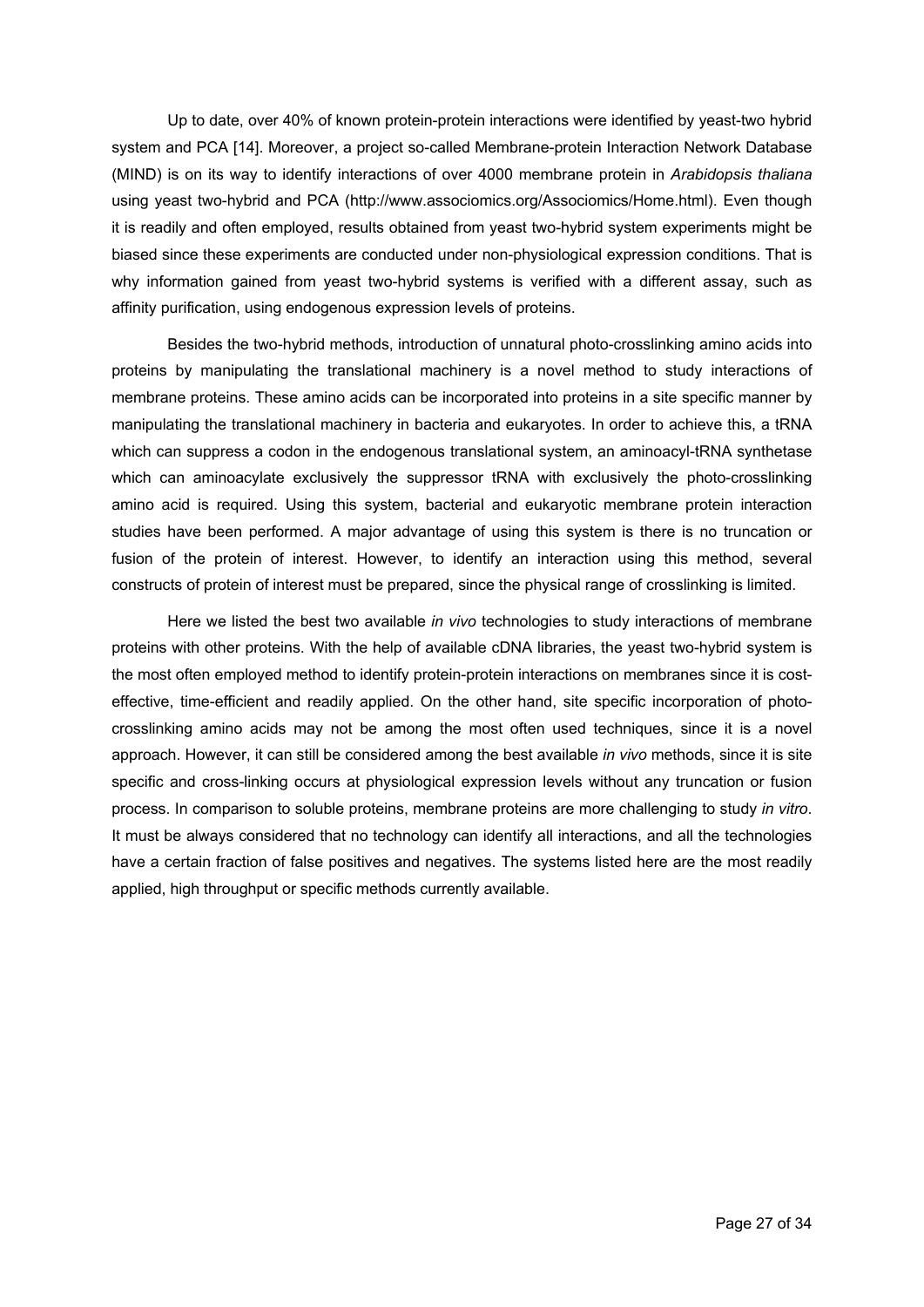Up to date, over 40% of known protein-protein interactions were identified by yeast-two hybrid system and PCA [14]. Moreover, a project so-called Membrane-protein Interaction Network Database (MIND) is on its way to identify interactions of over 4000 membrane protein in *Arabidopsis thaliana* using yeast two-hybrid and PCA (http://www.assocíomics.org/Associomics/Home.html). Even though it is readily and often employed, results obtained from yeast two-hybrid system experiments might be biased since these experiments are conducted under non-physiological expression conditions. That is why information gained from yeast two-hybrid systems is verified with a different assay, such as affinity purification, using endogenous expression levels of proteins.

Besides the two-hybrid methods, introduction of unnatural photo-crosslinking amino acids into proteins by manipulating the translational machinery is a novel method to study interactions of membrane proteins. These amino acids can be incorporated into proteins in a site specific manner by manipulating the translational machinery in bacteria and eukaryotes. In order to achieve this, a tRNA which can suppress a codon in the endogenous translational system, an aminoacyl-tRNA synthetase which can aminoacylate exclusively the suppressor tRNA with exclusively the photo-crosslinking amino acid is required. Using this system, bacterial and eukaryotic membrane protein interaction studies have been performed. A major advantage of using this system is there is no truncation or fusion of the protein of interest. However, to identify an interaction using this method, several constructs of protein of interest must be prepared, since the physical range of crosslinking is limited.

Here we listed the best two available *in vivo* technologies to study interactions of membrane proteins with other proteins. With the help of available cDNA libraries, the yeast two-hybrid system is the most often employed method to identify protein-protein interactions on membranes since it is cost-effective, time-efficient and readily applied. On the other hand, site specific incorporation of photo-crosslinking amino acids may not be among the most often used techniques, since it is a novel approach. However, it can still be considered among the best available *in vivo* methods, since it is site specific and cross-linking occurs at physiological expression levels without any truncation or fusion process. In comparison to soluble proteins, membrane proteins are more challenging to study *in vitro*. It must be always considered that no technology can identify all interactions, and all the technologies have a certain fraction of false positives and negatives. The systems listed here are the most readily applied, high throughput or specific methods currently available.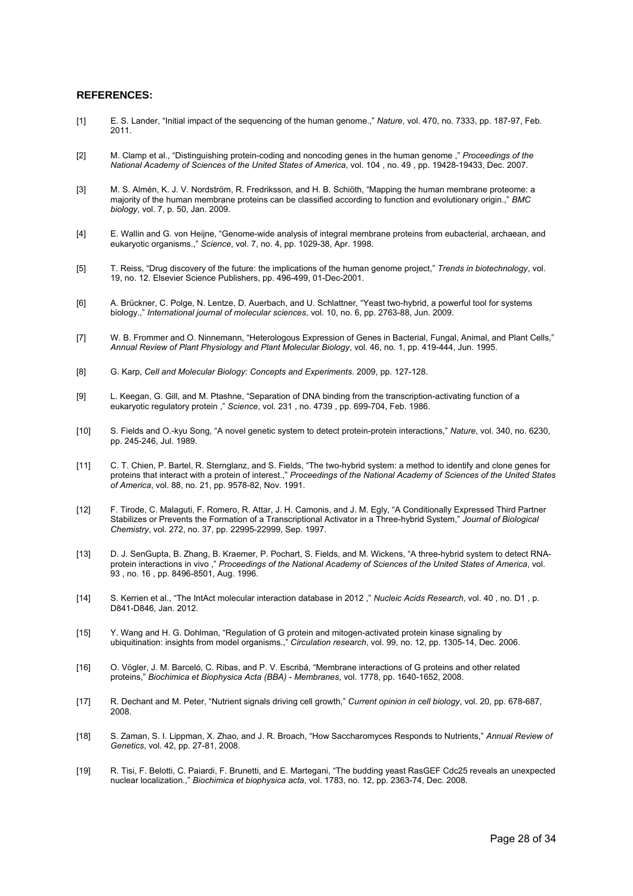**REFERENCES:**

[1] E. S. Lander, "Initial impact of the sequencing of the human genome.," *Nature*, vol. 470, no. 7333, pp. 187-97, Feb. 2011.

[2] M. Clamp et al., "Distinguishing protein-coding and noncoding genes in the human genome ," *Proceedings of the National Academy of Sciences of the United States of America*, vol. 104 , no. 49 , pp. 19428-19433, Dec. 2007.

[3] M. S. Almén, K. J. V. Nordström, R. Fredriksson, and H. B. Schiöth, "Mapping the human membrane proteome: a majority of the human membrane proteins can be classified according to function and evolutionary origin.," *BMC biology*, vol. 7, p. 50, Jan. 2009.

[4] E. Wallin and G. von Heijne, "Genome-wide analysis of integral membrane proteins from eubacterial, archaean, and eukaryotic organisms.," *Science*, vol. 7, no. 4, pp. 1029-38, Apr. 1998.

[5] T. Reiss, "Drug discovery of the future: the implications of the human genome project," *Trends in biotechnology*, vol. 19, no. 12. Elsevier Science Publishers, pp. 496-499, 01-Dec-2001.

[6] A. Brückner, C. Polge, N. Lentze, D. Auerbach, and U. Schlattner, "Yeast two-hybrid, a powerful tool for systems biology.," *International journal of molecular sciences*, vol. 10, no. 6, pp. 2763-88, Jun. 2009.

[7] W. B. Frommer and O. Ninnemann, "Heterologous Expression of Genes in Bacterial, Fungal, Animal, and Plant Cells," *Annual Review of Plant Physiology and Plant Molecular Biology*, vol. 46, no. 1, pp. 419-444, Jun. 1995.

[8] G. Karp, *Cell and Molecular Biology: Concepts and Experiments*. 2009, pp. 127-128.

[9] L. Keegan, G. Gill, and M. Ptashne, "Separation of DNA binding from the transcription-activating function of a eukaryotic regulatory protein ," *Science*, vol. 231 , no. 4739 , pp. 699-704, Feb. 1986.

[10] S. Fields and O.-kyu Song, "A novel genetic system to detect protein-protein interactions," *Nature*, vol. 340, no. 6230, pp. 245-246, Jul. 1989.

[11] C. T. Chien, P. Bartel, R. Sternglanz, and S. Fields, "The two-hybrid system: a method to identify and clone genes for proteins that interact with a protein of interest.," *Proceedings of the National Academy of Sciences of the United States of America*, vol. 88, no. 21, pp. 9578-82, Nov. 1991.

[12] F. Tirode, C. Malaguti, F. Romero, R. Attar, J. H. Camonis, and J. M. Egly, "A Conditionally Expressed Third Partner Stabilizes or Prevents the Formation of a Transcriptional Activator in a Three-hybrid System," *Journal of Biological Chemistry*, vol. 272, no. 37, pp. 22995-22999, Sep. 1997.

[13] D. J. SenGupta, B. Zhang, B. Kraemer, P. Pochart, S. Fields, and M. Wickens, "A three-hybrid system to detect RNA-protein interactions in vivo ," *Proceedings of the National Academy of Sciences of the United States of America*, vol. 93 , no. 16 , pp. 8496-8501, Aug. 1996.

[14] S. Kerrien et al., "The IntAct molecular interaction database in 2012 ," *Nucleic Acids Research*, vol. 40 , no. D1 , p. D841-D846, Jan. 2012.

[15] Y. Wang and H. G. Dohlman, "Regulation of G protein and mitogen-activated protein kinase signaling by ubiquitination: insights from model organisms.," *Circulation research*, vol. 99, no. 12, pp. 1305-14, Dec. 2006.

[16] O. Vögler, J. M. Barceló, C. Ribas, and P. V. Escribá, "Membrane interactions of G proteins and other related proteins," *Biochimica et Biophysica Acta (BBA) - Membranes*, vol. 1778, pp. 1640-1652, 2008.

[17] R. Dechant and M. Peter, "Nutrient signals driving cell growth," *Current opinion in cell biology*, vol. 20, pp. 678-687, 2008.

[18] S. Zaman, S. I. Lippman, X. Zhao, and J. R. Broach, "How Saccharomyces Responds to Nutrients," *Annual Review of Genetics*, vol. 42, pp. 27-81, 2008.

[19] R. Tisi, F. Belotti, C. Paiardi, F. Brunetti, and E. Martegani, "The budding yeast RasGEF Cdc25 reveals an unexpected nuclear localization.," *Biochimica et biophysica acta*, vol. 1783, no. 12, pp. 2363-74, Dec. 2008.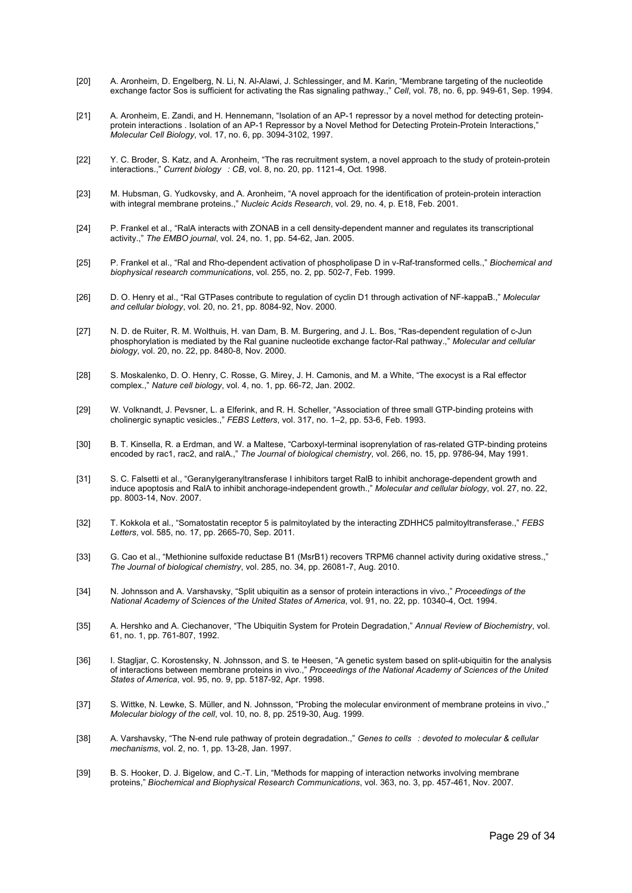[20] A. Aronheim, D. Engelberg, N. Li, N. Al-Alawi, J. Schlessinger, and M. Karin, "Membrane targeting of the nucleotide exchange factor Sos is sufficient for activating the Ras signaling pathway.," *Cell*, vol. 78, no. 6, pp. 949-61, Sep. 1994.

[21] A. Aronheim, E. Zandi, and H. Hennemann, "Isolation of an AP-1 repressor by a novel method for detecting protein-protein interactions . Isolation of an AP-1 Repressor by a Novel Method for Detecting Protein-Protein Interactions," *Molecular Cell Biology*, vol. 17, no. 6, pp. 3094-3102, 1997.

[22] Y. C. Broder, S. Katz, and A. Aronheim, "The ras recruitment system, a novel approach to the study of protein-protein interactions.," *Current biology : CB*, vol. 8, no. 20, pp. 1121-4, Oct. 1998.

[23] M. Hubsman, G. Yudkovsky, and A. Aronheim, "A novel approach for the identification of protein-protein interaction with integral membrane proteins.," *Nucleic Acids Research*, vol. 29, no. 4, p. E18, Feb. 2001.

[24] P. Frankel et al., "RalA interacts with ZONAB in a cell density-dependent manner and regulates its transcriptional activity.," *The EMBO journal*, vol. 24, no. 1, pp. 54-62, Jan. 2005.

[25] P. Frankel et al., "Ral and Rho-dependent activation of phospholipase D in v-Raf-transformed cells.," *Biochemical and biophysical research communications*, vol. 255, no. 2, pp. 502-7, Feb. 1999.

[26] D. O. Henry et al., "Ral GTPases contribute to regulation of cyclin D1 through activation of NF-kappaB.," *Molecular and cellular biology*, vol. 20, no. 21, pp. 8084-92, Nov. 2000.

[27] N. D. de Ruiter, R. M. Wolthuis, H. van Dam, B. M. Burgering, and J. L. Bos, "Ras-dependent regulation of c-Jun phosphorylation is mediated by the Ral guanine nucleotide exchange factor-Ral pathway.," *Molecular and cellular biology*, vol. 20, no. 22, pp. 8480-8, Nov. 2000.

[28] S. Moskalenko, D. O. Henry, C. Rosse, G. Mirey, J. H. Camonis, and M. a White, "The exocyst is a Ral effector complex.," *Nature cell biology*, vol. 4, no. 1, pp. 66-72, Jan. 2002.

[29] W. Volknandt, J. Pevsner, L. a Elferink, and R. H. Scheller, "Association of three small GTP-binding proteins with cholinergic synaptic vesicles.," *FEBS Letters*, vol. 317, no. 1–2, pp. 53-6, Feb. 1993.

[30] B. T. Kinsella, R. a Erdman, and W. a Maltese, "Carboxyl-terminal isoprenylation of ras-related GTP-binding proteins encoded by rac1, rac2, and ralA.," *The Journal of biological chemistry*, vol. 266, no. 15, pp. 9786-94, May 1991.

[31] S. C. Falsetti et al., "Geranylgeranyltransferase I inhibitors target RalB to inhibit anchorage-dependent growth and induce apoptosis and RalA to inhibit anchorage-independent growth.," *Molecular and cellular biology*, vol. 27, no. 22, pp. 8003-14, Nov. 2007.

[32] T. Kokkola et al., "Somatostatin receptor 5 is palmitoylated by the interacting ZDHHC5 palmitoyltransferase.," *FEBS Letters*, vol. 585, no. 17, pp. 2665-70, Sep. 2011.

[33] G. Cao et al., "Methionine sulfoxide reductase B1 (MsrB1) recovers TRPM6 channel activity during oxidative stress.," *The Journal of biological chemistry*, vol. 285, no. 34, pp. 26081-7, Aug. 2010.

[34] N. Johnsson and A. Varshavsky, "Split ubiquitin as a sensor of protein interactions in vivo.," *Proceedings of the National Academy of Sciences of the United States of America*, vol. 91, no. 22, pp. 10340-4, Oct. 1994.

[35] A. Hershko and A. Ciechanover, "The Ubiquitin System for Protein Degradation," *Annual Review of Biochemistry*, vol. 61, no. 1, pp. 761-807, 1992.

[36] I. Stagljar, C. Korostensky, N. Johnsson, and S. te Heesen, "A genetic system based on split-ubiquitin for the analysis of interactions between membrane proteins in vivo.," *Proceedings of the National Academy of Sciences of the United States of America*, vol. 95, no. 9, pp. 5187-92, Apr. 1998.

[37] S. Wittke, N. Lewke, S. Müller, and N. Johnsson, "Probing the molecular environment of membrane proteins in vivo.," *Molecular biology of the cell*, vol. 10, no. 8, pp. 2519-30, Aug. 1999.

[38] A. Varshavsky, "The N-end rule pathway of protein degradation.," *Genes to cells : devoted to molecular & cellular mechanisms*, vol. 2, no. 1, pp. 13-28, Jan. 1997.

[39] B. S. Hooker, D. J. Bigelow, and C.-T. Lin, "Methods for mapping of interaction networks involving membrane proteins," *Biochemical and Biophysical Research Communications*, vol. 363, no. 3, pp. 457-461, Nov. 2007.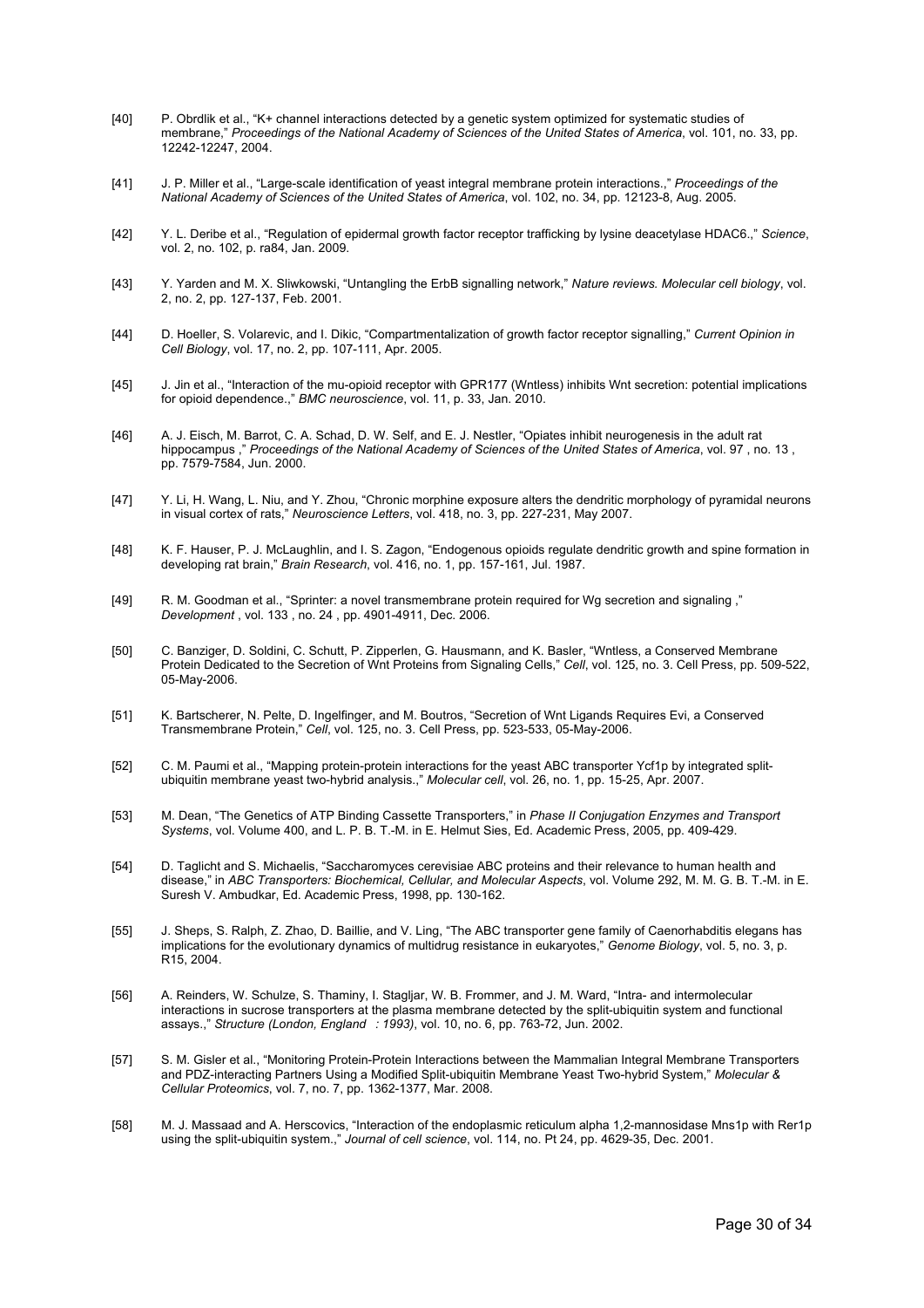[40] P. Obrdlik et al., "K+ channel interactions detected by a genetic system optimized for systematic studies of membrane," *Proceedings of the National Academy of Sciences of the United States of America*, vol. 101, no. 33, pp. 12242-12247, 2004.

[41] J. P. Miller et al., "Large-scale identification of yeast integral membrane protein interactions.," *Proceedings of the National Academy of Sciences of the United States of America*, vol. 102, no. 34, pp. 12123-8, Aug. 2005.

[42] Y. L. Deribe et al., "Regulation of epidermal growth factor receptor trafficking by lysine deacetylase HDAC6.," *Science*, vol. 2, no. 102, p. ra84, Jan. 2009.

[43] Y. Yarden and M. X. Sliwkowski, "Untangling the ErbB signalling network," *Nature reviews. Molecular cell biology*, vol. 2, no. 2, pp. 127-137, Feb. 2001.

[44] D. Hoeller, S. Volarevic, and I. Dikic, "Compartmentalization of growth factor receptor signalling," *Current Opinion in Cell Biology*, vol. 17, no. 2, pp. 107-111, Apr. 2005.

[45] J. Jin et al., "Interaction of the mu-opioid receptor with GPR177 (Wntless) inhibits Wnt secretion: potential implications for opioid dependence.," *BMC neuroscience*, vol. 11, p. 33, Jan. 2010.

[46] A. J. Eisch, M. Barrot, C. A. Schad, D. W. Self, and E. J. Nestler, "Opiates inhibit neurogenesis in the adult rat hippocampus ," *Proceedings of the National Academy of Sciences of the United States of America*, vol. 97 , no. 13 , pp. 7579-7584, Jun. 2000.

[47] Y. Li, H. Wang, L. Niu, and Y. Zhou, "Chronic morphine exposure alters the dendritic morphology of pyramidal neurons in visual cortex of rats," *Neuroscience Letters*, vol. 418, no. 3, pp. 227-231, May 2007.

[48] K. F. Hauser, P. J. McLaughlin, and I. S. Zagon, "Endogenous opioids regulate dendritic growth and spine formation in developing rat brain," *Brain Research*, vol. 416, no. 1, pp. 157-161, Jul. 1987.

[49] R. M. Goodman et al., "Sprinter: a novel transmembrane protein required for Wg secretion and signaling ," *Development* , vol. 133 , no. 24 , pp. 4901-4911, Dec. 2006.

[50] C. Banziger, D. Soldini, C. Schutt, P. Zipperlen, G. Hausmann, and K. Basler, "Wntless, a Conserved Membrane Protein Dedicated to the Secretion of Wnt Proteins from Signaling Cells," *Cell*, vol. 125, no. 3. Cell Press, pp. 509-522, 05-May-2006.

[51] K. Bartscherer, N. Pelte, D. Ingelfinger, and M. Boutros, "Secretion of Wnt Ligands Requires Evi, a Conserved Transmembrane Protein," *Cell*, vol. 125, no. 3. Cell Press, pp. 523-533, 05-May-2006.

[52] C. M. Paumi et al., "Mapping protein-protein interactions for the yeast ABC transporter Ycf1p by integrated split-ubiquitin membrane yeast two-hybrid analysis.," *Molecular cell*, vol. 26, no. 1, pp. 15-25, Apr. 2007.

[53] M. Dean, "The Genetics of ATP Binding Cassette Transporters," in *Phase II Conjugation Enzymes and Transport Systems*, vol. Volume 400, and L. P. B. T.-M. in E. Helmut Sies, Ed. Academic Press, 2005, pp. 409-429.

[54] D. Taglicht and S. Michaelis, "Saccharomyces cerevisiae ABC proteins and their relevance to human health and disease," in *ABC Transporters: Biochemical, Cellular, and Molecular Aspects*, vol. Volume 292, M. M. G. B. T.-M. in E. Suresh V. Ambudkar, Ed. Academic Press, 1998, pp. 130-162.

[55] J. Sheps, S. Ralph, Z. Zhao, D. Baillie, and V. Ling, "The ABC transporter gene family of Caenorhabditis elegans has implications for the evolutionary dynamics of multidrug resistance in eukaryotes," *Genome Biology*, vol. 5, no. 3, p. R15, 2004.

[56] A. Reinders, W. Schulze, S. Thaminy, I. Stagljar, W. B. Frommer, and J. M. Ward, "Intra- and intermolecular interactions in sucrose transporters at the plasma membrane detected by the split-ubiquitin system and functional assays.," *Structure (London, England : 1993)*, vol. 10, no. 6, pp. 763-72, Jun. 2002.

[57] S. M. Gisler et al., "Monitoring Protein-Protein Interactions between the Mammalian Integral Membrane Transporters and PDZ-interacting Partners Using a Modified Split-ubiquitin Membrane Yeast Two-hybrid System," *Molecular & Cellular Proteomics*, vol. 7, no. 7, pp. 1362-1377, Mar. 2008.

[58] M. J. Massaad and A. Herscovics, "Interaction of the endoplasmic reticulum alpha 1,2-mannosidase Mns1p with Rer1p using the split-ubiquitin system.," *Journal of cell science*, vol. 114, no. Pt 24, pp. 4629-35, Dec. 2001.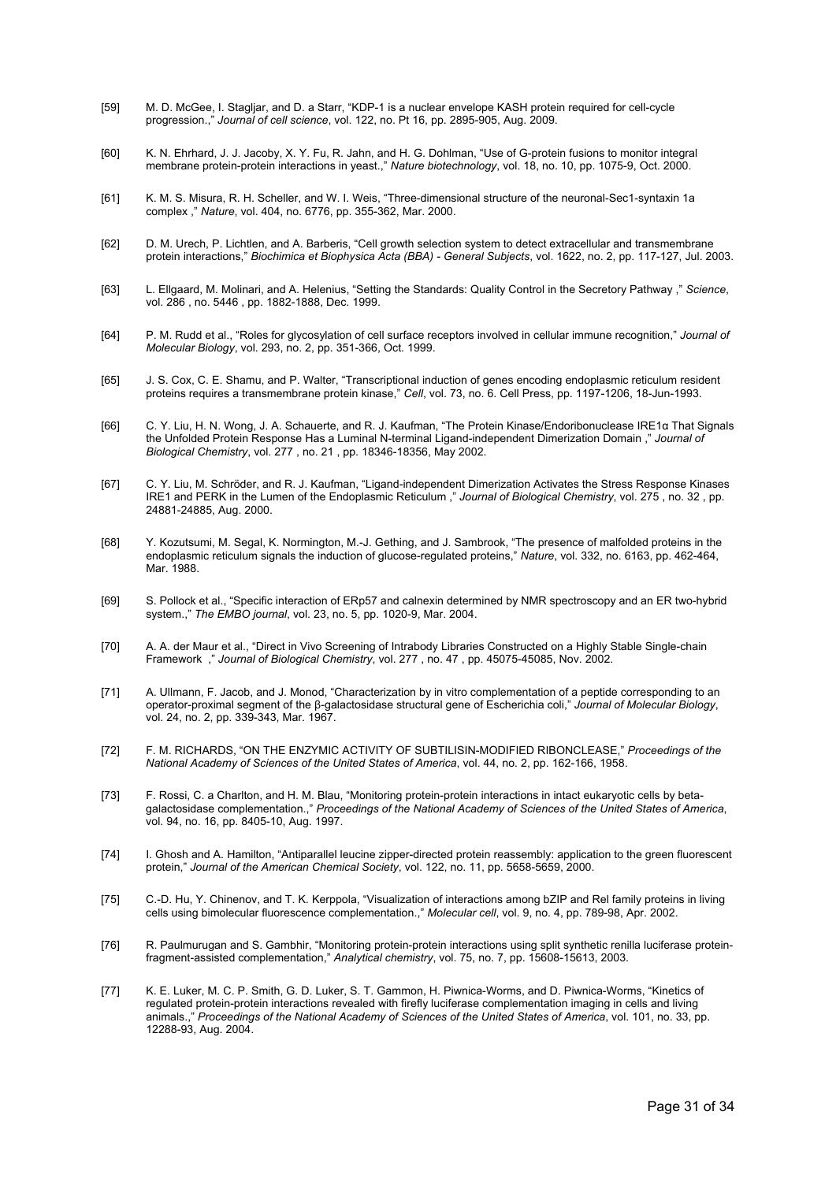[59] M. D. McGee, I. Stagljar, and D. a Starr, “KDP-1 is a nuclear envelope KASH protein required for cell-cycle progression.,” *Journal of cell science*, vol. 122, no. Pt 16, pp. 2895-905, Aug. 2009.

[60] K. N. Ehrhard, J. J. Jacoby, X. Y. Fu, R. Jahn, and H. G. Dohlman, “Use of G-protein fusions to monitor integral membrane protein-protein interactions in yeast.,” *Nature biotechnology*, vol. 18, no. 10, pp. 1075-9, Oct. 2000.

[61] K. M. S. Misura, R. H. Scheller, and W. I. Weis, “Three-dimensional structure of the neuronal-Sec1-syntaxin 1a complex ,” *Nature*, vol. 404, no. 6776, pp. 355-362, Mar. 2000.

[62] D. M. Urech, P. Lichtlen, and A. Barberis, “Cell growth selection system to detect extracellular and transmembrane protein interactions,” *Biochimica et Biophysica Acta (BBA) - General Subjects*, vol. 1622, no. 2, pp. 117-127, Jul. 2003.

[63] L. Ellgaard, M. Molinari, and A. Helenius, “Setting the Standards: Quality Control in the Secretory Pathway ,” *Science*, vol. 286 , no. 5446 , pp. 1882-1888, Dec. 1999.

[64] P. M. Rudd et al., “Roles for glycosylation of cell surface receptors involved in cellular immune recognition,” *Journal of Molecular Biology*, vol. 293, no. 2, pp. 351-366, Oct. 1999.

[65] J. S. Cox, C. E. Shamu, and P. Walter, “Transcriptional induction of genes encoding endoplasmic reticulum resident proteins requires a transmembrane protein kinase,” *Cell*, vol. 73, no. 6. Cell Press, pp. 1197-1206, 18-Jun-1993.

[66] C. Y. Liu, H. N. Wong, J. A. Schauerte, and R. J. Kaufman, “The Protein Kinase/Endoribonuclease IRE1α That Signals the Unfolded Protein Response Has a Luminal N-terminal Ligand-independent Dimerization Domain ,” *Journal of Biological Chemistry*, vol. 277 , no. 21 , pp. 18346-18356, May 2002.

[67] C. Y. Liu, M. Schröder, and R. J. Kaufman, “Ligand-independent Dimerization Activates the Stress Response Kinases IRE1 and PERK in the Lumen of the Endoplasmic Reticulum ,” *Journal of Biological Chemistry*, vol. 275 , no. 32 , pp. 24881-24885, Aug. 2000.

[68] Y. Kozutsumi, M. Segal, K. Normington, M.-J. Gething, and J. Sambrook, “The presence of malfolded proteins in the endoplasmic reticulum signals the induction of glucose-regulated proteins,” *Nature*, vol. 332, no. 6163, pp. 462-464, Mar. 1988.

[69] S. Pollock et al., “Specific interaction of ERp57 and calnexin determined by NMR spectroscopy and an ER two-hybrid system.,” *The EMBO journal*, vol. 23, no. 5, pp. 1020-9, Mar. 2004.

[70] A. A. der Maur et al., “Direct in Vivo Screening of Intrabody Libraries Constructed on a Highly Stable Single-chain Framework ,” *Journal of Biological Chemistry*, vol. 277 , no. 47 , pp. 45075-45085, Nov. 2002.

[71] A. Ullmann, F. Jacob, and J. Monod, “Characterization by in vitro complementation of a peptide corresponding to an operator-proximal segment of the β-galactosidase structural gene of Escherichia coli,” *Journal of Molecular Biology*, vol. 24, no. 2, pp. 339-343, Mar. 1967.

[72] F. M. RICHARDS, “ON THE ENZYMIC ACTIVITY OF SUBTILISIN-MODIFIED RIBONCLEASE,” *Proceedings of the National Academy of Sciences of the United States of America*, vol. 44, no. 2, pp. 162-166, 1958.

[73] F. Rossi, C. a Charlton, and H. M. Blau, “Monitoring protein-protein interactions in intact eukaryotic cells by beta-galactosidase complementation.,” *Proceedings of the National Academy of Sciences of the United States of America*, vol. 94, no. 16, pp. 8405-10, Aug. 1997.

[74] I. Ghosh and A. Hamilton, “Antiparallel leucine zipper-directed protein reassembly: application to the green fluorescent protein,” *Journal of the American Chemical Society*, vol. 122, no. 11, pp. 5658-5659, 2000.

[75] C.-D. Hu, Y. Chinenov, and T. K. Kerppola, “Visualization of interactions among bZIP and Rel family proteins in living cells using bimolecular fluorescence complementation.,” *Molecular cell*, vol. 9, no. 4, pp. 789-98, Apr. 2002.

[76] R. Paulmurugan and S. Gambhir, “Monitoring protein-protein interactions using split synthetic renilla luciferase protein-fragment-assisted complementation,” *Analytical chemistry*, vol. 75, no. 7, pp. 15608-15613, 2003.

[77] K. E. Luker, M. C. P. Smith, G. D. Luker, S. T. Gammon, H. Piwnica-Worms, and D. Piwnica-Worms, “Kinetics of regulated protein-protein interactions revealed with firefly luciferase complementation imaging in cells and living animals.,” *Proceedings of the National Academy of Sciences of the United States of America*, vol. 101, no. 33, pp. 12288-93, Aug. 2004.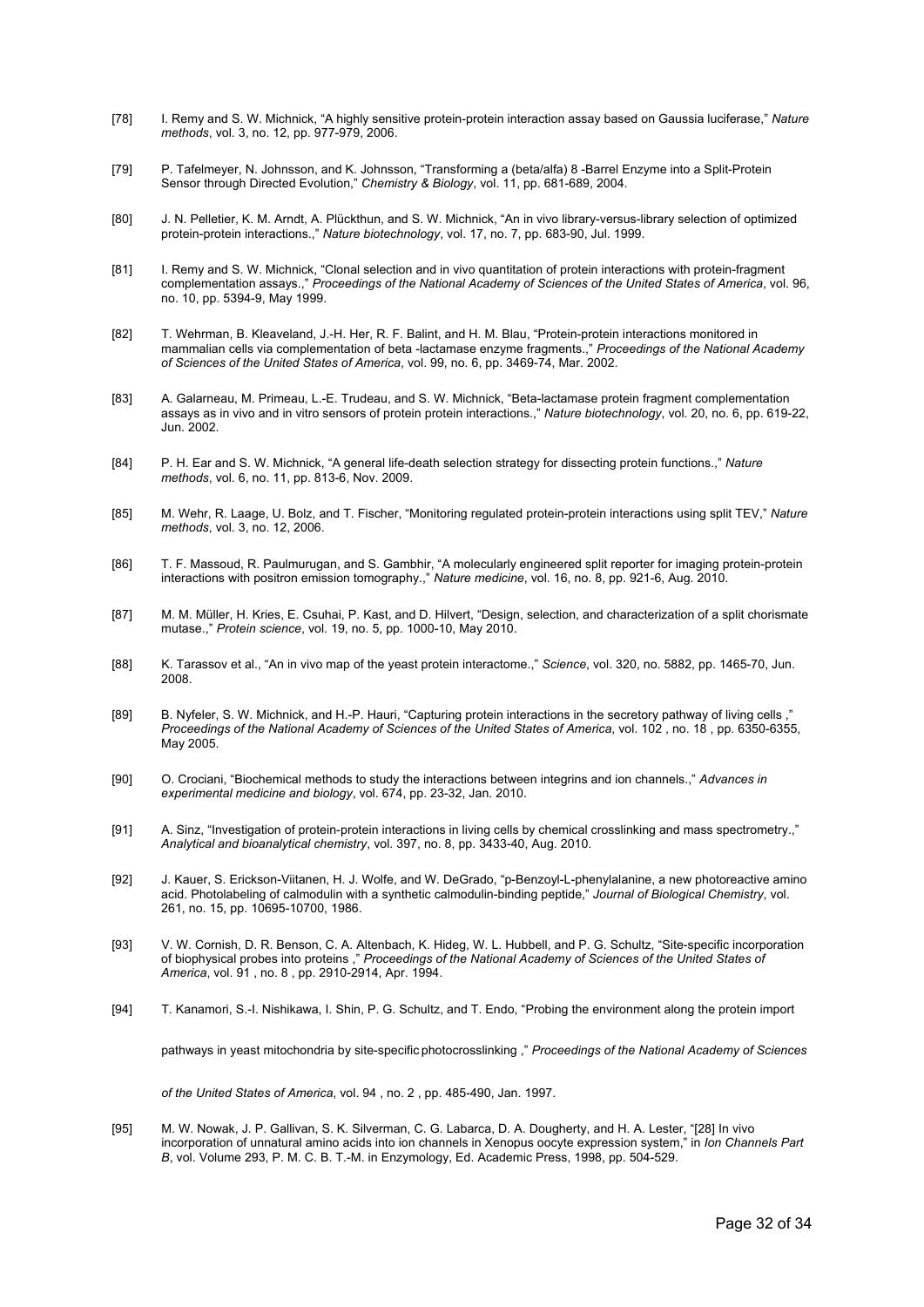[78] I. Remy and S. W. Michnick, “A highly sensitive protein-protein interaction assay based on Gaussia luciferase,” *Nature methods*, vol. 3, no. 12, pp. 977-979, 2006.

[79] P. Tafelmeyer, N. Johnsson, and K. Johnsson, “Transforming a (beta/alfa) 8 -Barrel Enzyme into a Split-Protein Sensor through Directed Evolution,” *Chemistry & Biology*, vol. 11, pp. 681-689, 2004.

[80] J. N. Pelletier, K. M. Arndt, A. Plückthun, and S. W. Michnick, “An in vivo library-versus-library selection of optimized protein-protein interactions.,” *Nature biotechnology*, vol. 17, no. 7, pp. 683-90, Jul. 1999.

[81] I. Remy and S. W. Michnick, “Clonal selection and in vivo quantitation of protein interactions with protein-fragment complementation assays.,” *Proceedings of the National Academy of Sciences of the United States of America*, vol. 96, no. 10, pp. 5394-9, May 1999.

[82] T. Wehrman, B. Kleaveland, J.-H. Her, R. F. Balint, and H. M. Blau, “Protein-protein interactions monitored in mammalian cells via complementation of beta -lactamase enzyme fragments.,” *Proceedings of the National Academy of Sciences of the United States of America*, vol. 99, no. 6, pp. 3469-74, Mar. 2002.

[83] A. Galarneau, M. Primeau, L.-E. Trudeau, and S. W. Michnick, “Beta-lactamase protein fragment complementation assays as in vivo and in vitro sensors of protein protein interactions.,” *Nature biotechnology*, vol. 20, no. 6, pp. 619-22, Jun. 2002.

[84] P. H. Ear and S. W. Michnick, “A general life-death selection strategy for dissecting protein functions.,” *Nature methods*, vol. 6, no. 11, pp. 813-6, Nov. 2009.

[85] M. Wehr, R. Laage, U. Bolz, and T. Fischer, “Monitoring regulated protein-protein interactions using split TEV,” *Nature methods*, vol. 3, no. 12, 2006.

[86] T. F. Massoud, R. Paulmurugan, and S. Gambhir, “A molecularly engineered split reporter for imaging protein-protein interactions with positron emission tomography.,” *Nature medicine*, vol. 16, no. 8, pp. 921-6, Aug. 2010.

[87] M. M. Müller, H. Kries, E. Csuhai, P. Kast, and D. Hilvert, “Design, selection, and characterization of a split chorismate mutase.,” *Protein science*, vol. 19, no. 5, pp. 1000-10, May 2010.

[88] K. Tarassov et al., “An in vivo map of the yeast protein interactome.,” *Science*, vol. 320, no. 5882, pp. 1465-70, Jun. 2008.

[89] B. Nyfeler, S. W. Michnick, and H.-P. Hauri, “Capturing protein interactions in the secretory pathway of living cells ,” *Proceedings of the National Academy of Sciences of the United States of America*, vol. 102 , no. 18 , pp. 6350-6355, May 2005.

[90] O. Crociani, “Biochemical methods to study the interactions between integrins and ion channels.,” *Advances in experimental medicine and biology*, vol. 674, pp. 23-32, Jan. 2010.

[91] A. Sinz, “Investigation of protein-protein interactions in living cells by chemical crosslinking and mass spectrometry.,” *Analytical and bioanalytical chemistry*, vol. 397, no. 8, pp. 3433-40, Aug. 2010.

[92] J. Kauer, S. Erickson-Viitanen, H. J. Wolfe, and W. DeGrado, “p-Benzoyl-L-phenylalanine, a new photoreactive amino acid. Photolabeling of calmodulin with a synthetic calmodulin-binding peptide,” *Journal of Biological Chemistry*, vol. 261, no. 15, pp. 10695-10700, 1986.

[93] V. W. Cornish, D. R. Benson, C. A. Altenbach, K. Hideg, W. L. Hubbell, and P. G. Schultz, “Site-specific incorporation of biophysical probes into proteins ,” *Proceedings of the National Academy of Sciences of the United States of America*, vol. 91 , no. 8 , pp. 2910-2914, Apr. 1994.

[94] T. Kanamori, S.-I. Nishikawa, I. Shin, P. G. Schultz, and T. Endo, “Probing the environment along the protein import pathways in yeast mitochondria by site-specific photocrosslinking ,” *Proceedings of the National Academy of Sciences of the United States of America*, vol. 94 , no. 2 , pp. 485-490, Jan. 1997.

[95] M. W. Nowak, J. P. Gallivan, S. K. Silverman, C. G. Labarca, D. A. Dougherty, and H. A. Lester, “[28] In vivo incorporation of unnatural amino acids into ion channels in Xenopus oocyte expression system,” in *Ion Channels Part B*, vol. Volume 293, P. M. C. B. T.-M. in Enzymology, Ed. Academic Press, 1998, pp. 504-529.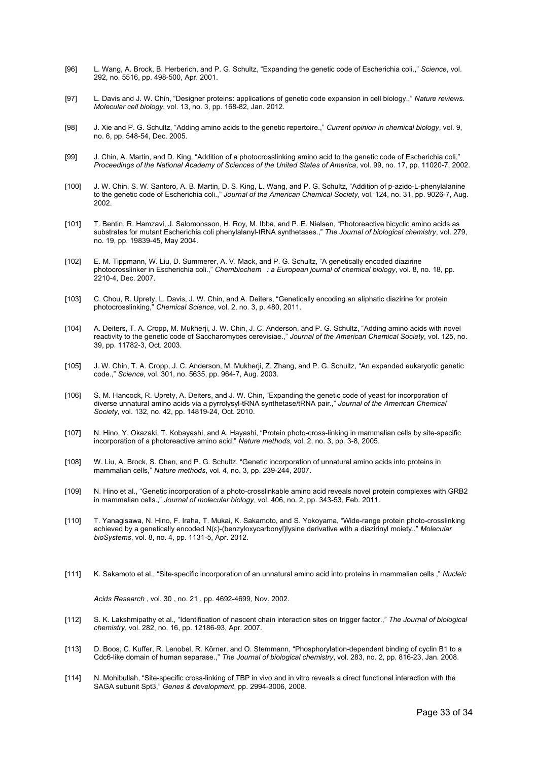[96] L. Wang, A. Brock, B. Herberich, and P. G. Schultz, "Expanding the genetic code of Escherichia coli.," *Science*, vol. 292, no. 5516, pp. 498-500, Apr. 2001.

[97] L. Davis and J. W. Chin, "Designer proteins: applications of genetic code expansion in cell biology.," *Nature reviews. Molecular cell biology*, vol. 13, no. 3, pp. 168-82, Jan. 2012.

[98] J. Xie and P. G. Schultz, "Adding amino acids to the genetic repertoire.," *Current opinion in chemical biology*, vol. 9, no. 6, pp. 548-54, Dec. 2005.

[99] J. Chin, A. Martin, and D. King, "Addition of a photocrosslinking amino acid to the genetic code of Escherichia coli," *Proceedings of the National Academy of Sciences of the United States of America*, vol. 99, no. 17, pp. 11020-7, 2002.

[100] J. W. Chin, S. W. Santoro, A. B. Martin, D. S. King, L. Wang, and P. G. Schultz, "Addition of p-azido-L-phenylalanine to the genetic code of Escherichia coli.," *Journal of the American Chemical Society*, vol. 124, no. 31, pp. 9026-7, Aug. 2002.

[101] T. Bentin, R. Hamzavi, J. Salomonsson, H. Roy, M. Ibba, and P. E. Nielsen, "Photoreactive bicyclic amino acids as substrates for mutant Escherichia coli phenylalanyl-tRNA synthetases.," *The Journal of biological chemistry*, vol. 279, no. 19, pp. 19839-45, May 2004.

[102] E. M. Tippmann, W. Liu, D. Summerer, A. V. Mack, and P. G. Schultz, "A genetically encoded diazirine photocrosslinker in Escherichia coli.," *Chembiochem : a European journal of chemical biology*, vol. 8, no. 18, pp. 2210-4, Dec. 2007.

[103] C. Chou, R. Uprety, L. Davis, J. W. Chin, and A. Deiters, "Genetically encoding an aliphatic diazirine for protein photocrosslinking," *Chemical Science*, vol. 2, no. 3, p. 480, 2011.

[104] A. Deiters, T. A. Cropp, M. Mukherji, J. W. Chin, J. C. Anderson, and P. G. Schultz, "Adding amino acids with novel reactivity to the genetic code of Saccharomyces cerevisiae.," *Journal of the American Chemical Society*, vol. 125, no. 39, pp. 11782-3, Oct. 2003.

[105] J. W. Chin, T. A. Cropp, J. C. Anderson, M. Mukherji, Z. Zhang, and P. G. Schultz, "An expanded eukaryotic genetic code.," *Science*, vol. 301, no. 5635, pp. 964-7, Aug. 2003.

[106] S. M. Hancock, R. Uprety, A. Deiters, and J. W. Chin, "Expanding the genetic code of yeast for incorporation of diverse unnatural amino acids via a pyrrolysyl-tRNA synthetase/tRNA pair.," *Journal of the American Chemical Society*, vol. 132, no. 42, pp. 14819-24, Oct. 2010.

[107] N. Hino, Y. Okazaki, T. Kobayashi, and A. Hayashi, "Protein photo-cross-linking in mammalian cells by site-specific incorporation of a photoreactive amino acid," *Nature methods*, vol. 2, no. 3, pp. 3-8, 2005.

[108] W. Liu, A. Brock, S. Chen, and P. G. Schultz, "Genetic incorporation of unnatural amino acids into proteins in mammalian cells," *Nature methods*, vol. 4, no. 3, pp. 239-244, 2007.

[109] N. Hino et al., "Genetic incorporation of a photo-crosslinkable amino acid reveals novel protein complexes with GRB2 in mammalian cells.," *Journal of molecular biology*, vol. 406, no. 2, pp. 343-53, Feb. 2011.

[110] T. Yanagisawa, N. Hino, F. Iraha, T. Mukai, K. Sakamoto, and S. Yokoyama, "Wide-range protein photo-crosslinking achieved by a genetically encoded N(ε)-(benzyloxycarbonyl)lysine derivative with a diazirinyl moiety.," *Molecular bioSystems*, vol. 8, no. 4, pp. 1131-5, Apr. 2012.

[111] K. Sakamoto et al., "Site-specific incorporation of an unnatural amino acid into proteins in mammalian cells ," *Nucleic Acids Research* , vol. 30 , no. 21 , pp. 4692-4699, Nov. 2002.

[112] S. K. Lakshmipathy et al., "Identification of nascent chain interaction sites on trigger factor.," *The Journal of biological chemistry*, vol. 282, no. 16, pp. 12186-93, Apr. 2007.

[113] D. Boos, C. Kuffer, R. Lenobel, R. Körner, and O. Stemmann, "Phosphorylation-dependent binding of cyclin B1 to a Cdc6-like domain of human separase.," *The Journal of biological chemistry*, vol. 283, no. 2, pp. 816-23, Jan. 2008.

[114] N. Mohibullah, "Site-specific cross-linking of TBP in vivo and in vitro reveals a direct functional interaction with the SAGA subunit Spt3," *Genes & development*, pp. 2994-3006, 2008.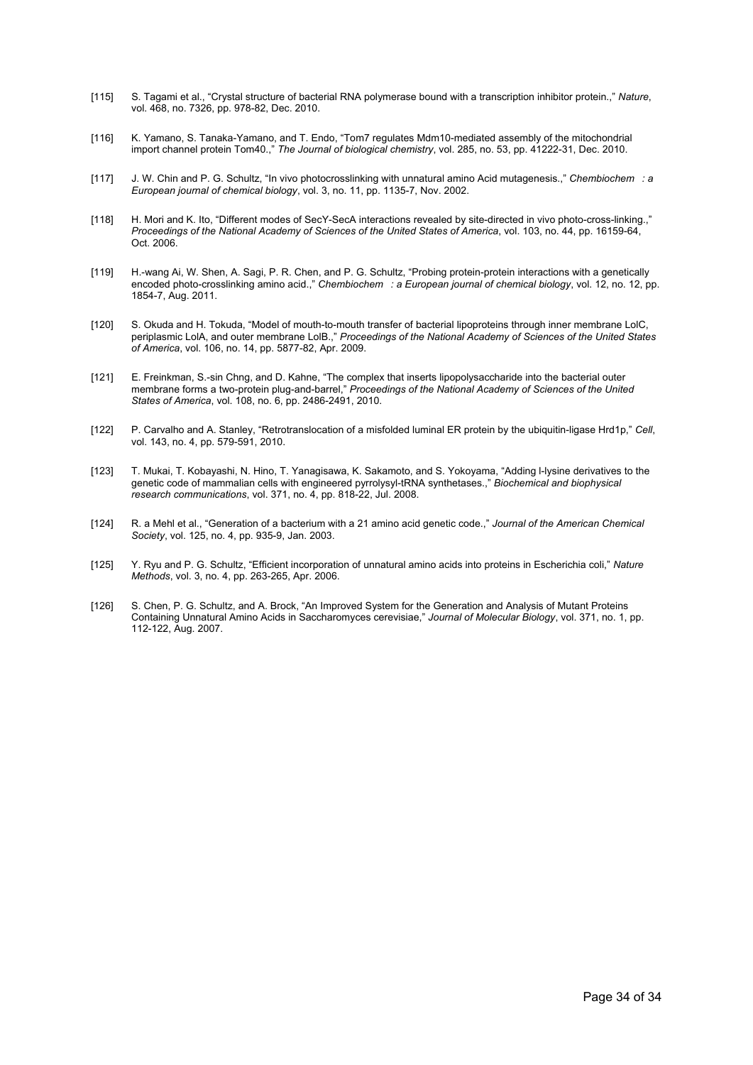[115] S. Tagami et al., "Crystal structure of bacterial RNA polymerase bound with a transcription inhibitor protein.," *Nature*, vol. 468, no. 7326, pp. 978-82, Dec. 2010.

[116] K. Yamano, S. Tanaka-Yamano, and T. Endo, "Tom7 regulates Mdm10-mediated assembly of the mitochondrial import channel protein Tom40.," *The Journal of biological chemistry*, vol. 285, no. 53, pp. 41222-31, Dec. 2010.

[117] J. W. Chin and P. G. Schultz, "In vivo photocrosslinking with unnatural amino Acid mutagenesis.," *Chembiochem : a European journal of chemical biology*, vol. 3, no. 11, pp. 1135-7, Nov. 2002.

[118] H. Mori and K. Ito, "Different modes of SecY-SecA interactions revealed by site-directed in vivo photo-cross-linking.," *Proceedings of the National Academy of Sciences of the United States of America*, vol. 103, no. 44, pp. 16159-64, Oct. 2006.

[119] H.-wang Ai, W. Shen, A. Sagi, P. R. Chen, and P. G. Schultz, "Probing protein-protein interactions with a genetically encoded photo-crosslinking amino acid.," *Chembiochem : a European journal of chemical biology*, vol. 12, no. 12, pp. 1854-7, Aug. 2011.

[120] S. Okuda and H. Tokuda, "Model of mouth-to-mouth transfer of bacterial lipoproteins through inner membrane LolC, periplasmic LolA, and outer membrane LolB.," *Proceedings of the National Academy of Sciences of the United States of America*, vol. 106, no. 14, pp. 5877-82, Apr. 2009.

[121] E. Freinkman, S.-sin Chng, and D. Kahne, "The complex that inserts lipopolysaccharide into the bacterial outer membrane forms a two-protein plug-and-barrel," *Proceedings of the National Academy of Sciences of the United States of America*, vol. 108, no. 6, pp. 2486-2491, 2010.

[122] P. Carvalho and A. Stanley, "Retrotranslocation of a misfolded luminal ER protein by the ubiquitin-ligase Hrd1p," *Cell*, vol. 143, no. 4, pp. 579-591, 2010.

[123] T. Mukai, T. Kobayashi, N. Hino, T. Yanagisawa, K. Sakamoto, and S. Yokoyama, "Adding l-lysine derivatives to the genetic code of mammalian cells with engineered pyrrolysyl-tRNA synthetases.," *Biochemical and biophysical research communications*, vol. 371, no. 4, pp. 818-22, Jul. 2008.

[124] R. a Mehl et al., "Generation of a bacterium with a 21 amino acid genetic code.," *Journal of the American Chemical Society*, vol. 125, no. 4, pp. 935-9, Jan. 2003.

[125] Y. Ryu and P. G. Schultz, "Efficient incorporation of unnatural amino acids into proteins in Escherichia coli," *Nature Methods*, vol. 3, no. 4, pp. 263-265, Apr. 2006.

[126] S. Chen, P. G. Schultz, and A. Brock, "An Improved System for the Generation and Analysis of Mutant Proteins Containing Unnatural Amino Acids in Saccharomyces cerevisiae," *Journal of Molecular Biology*, vol. 371, no. 1, pp. 112-122, Aug. 2007.